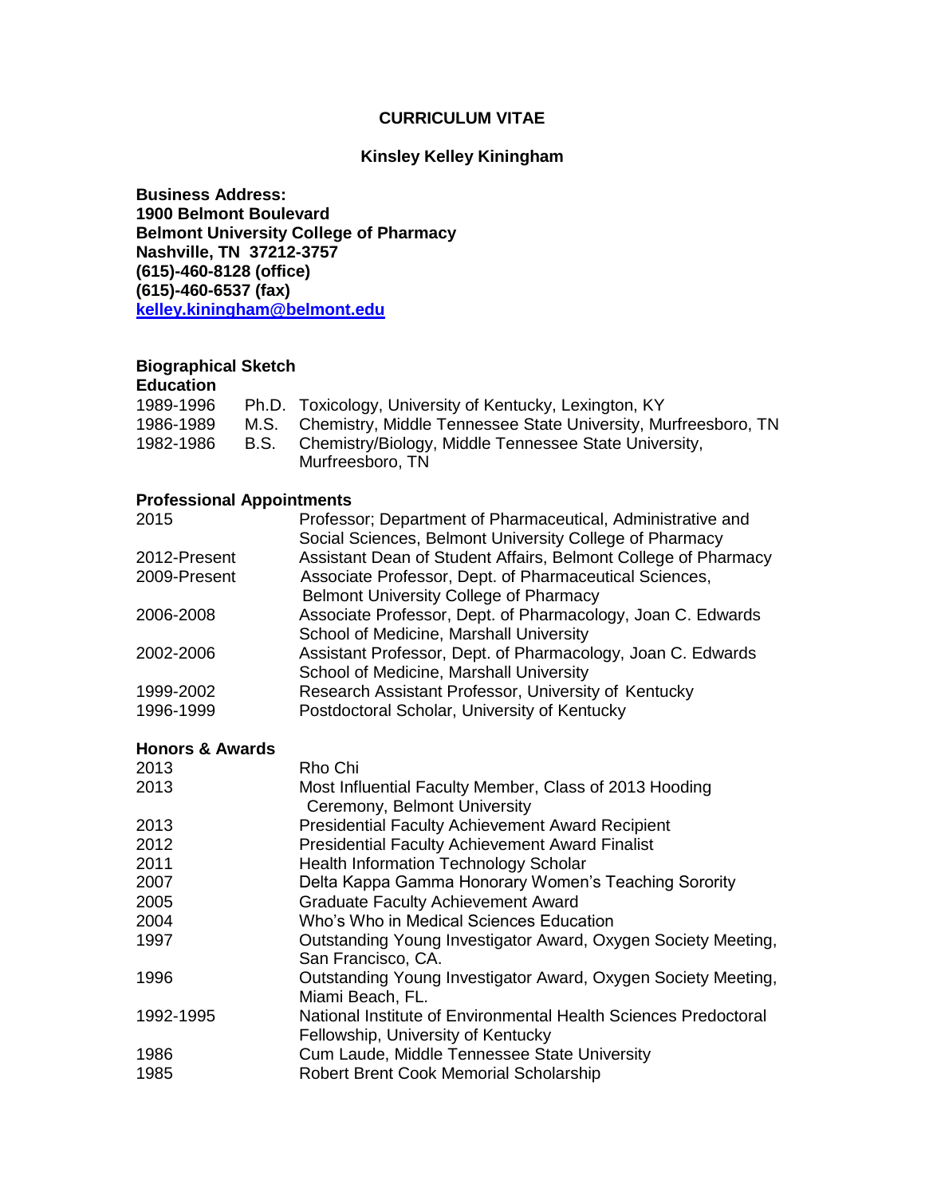# CURRICULUM VITAE

## Kinsley Kelley Kiningham

**Business Address:**
**1900 Belmont Boulevard**
**Belmont University College of Pharmacy**
**Nashville, TN 37212-3757**
**(615)-460-8128 (office)**
**(615)-460-6537 (fax)**
**kelley.kiningham@belmont.edu**

### Biographical Sketch

### Education

| | | |
|---|---|---|
| 1989-1996 | Ph.D. | Toxicology, University of Kentucky, Lexington, KY |
| 1986-1989 | M.S. | Chemistry, Middle Tennessee State University, Murfreesboro, TN |
| 1982-1986 | B.S. | Chemistry/Biology, Middle Tennessee State University, Murfreesboro, TN |

### Professional Appointments

| | |
|---|---|
| 2015 | Professor; Department of Pharmaceutical, Administrative and Social Sciences, Belmont University College of Pharmacy |
| 2012-Present | Assistant Dean of Student Affairs, Belmont College of Pharmacy |
| 2009-Present | Associate Professor, Dept. of Pharmaceutical Sciences, Belmont University College of Pharmacy |
| 2006-2008 | Associate Professor, Dept. of Pharmacology, Joan C. Edwards School of Medicine, Marshall University |
| 2002-2006 | Assistant Professor, Dept. of Pharmacology, Joan C. Edwards School of Medicine, Marshall University |
| 1999-2002 | Research Assistant Professor, University of Kentucky |
| 1996-1999 | Postdoctoral Scholar, University of Kentucky |

### Honors & Awards

| | |
|---|---|
| 2013 | Rho Chi |
| 2013 | Most Influential Faculty Member, Class of 2013 Hooding Ceremony, Belmont University |
| 2013 | Presidential Faculty Achievement Award Recipient |
| 2012 | Presidential Faculty Achievement Award Finalist |
| 2011 | Health Information Technology Scholar |
| 2007 | Delta Kappa Gamma Honorary Women's Teaching Sorority |
| 2005 | Graduate Faculty Achievement Award |
| 2004 | Who's Who in Medical Sciences Education |
| 1997 | Outstanding Young Investigator Award, Oxygen Society Meeting, San Francisco, CA. |
| 1996 | Outstanding Young Investigator Award, Oxygen Society Meeting, Miami Beach, FL. |
| 1992-1995 | National Institute of Environmental Health Sciences Predoctoral Fellowship, University of Kentucky |
| 1986 | Cum Laude, Middle Tennessee State University |
| 1985 | Robert Brent Cook Memorial Scholarship |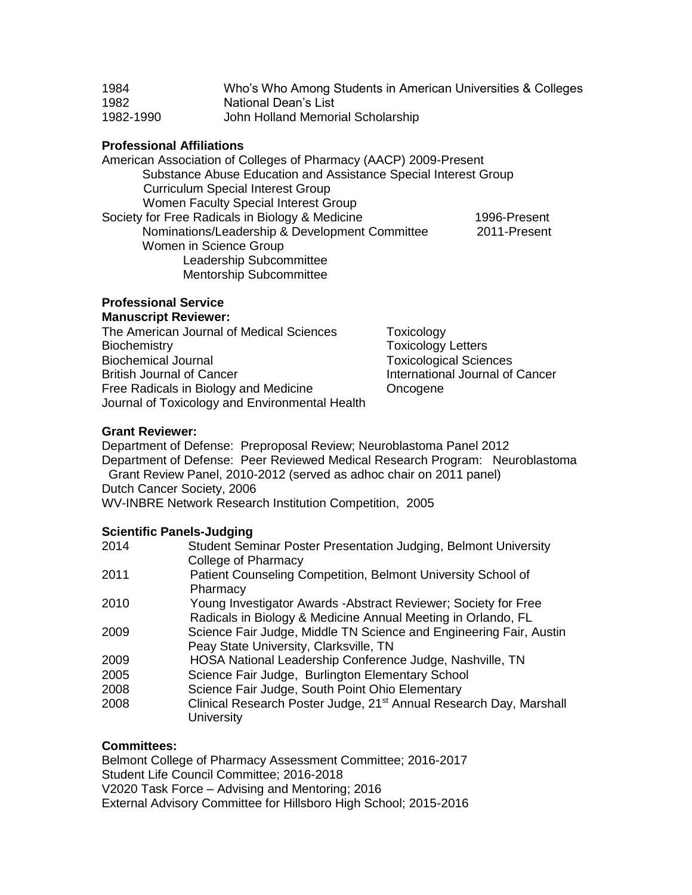| | |
|---|---|
| 1984 | Who's Who Among Students in American Universities & Colleges |
| 1982 | National Dean's List |
| 1982-1990 | John Holland Memorial Scholarship |

**Professional Affiliations**

American Association of Colleges of Pharmacy (AACP) 2009-Present
- Substance Abuse Education and Assistance Special Interest Group
- Curriculum Special Interest Group
- Women Faculty Special Interest Group

Society for Free Radicals in Biology & Medicine 1996-Present
- Nominations/Leadership & Development Committee 2011-Present
- Women in Science Group
  - Leadership Subcommittee
  - Mentorship Subcommittee

**Professional Service**

**Manuscript Reviewer:**

The American Journal of Medical Sciences
Biochemistry
Biochemical Journal
British Journal of Cancer
Free Radicals in Biology and Medicine
Journal of Toxicology and Environmental Health
Toxicology
Toxicology Letters
Toxicological Sciences
International Journal of Cancer
Oncogene

**Grant Reviewer:**

Department of Defense: Preproposal Review; Neuroblastoma Panel 2012
Department of Defense: Peer Reviewed Medical Research Program: Neuroblastoma Grant Review Panel, 2010-2012 (served as adhoc chair on 2011 panel)
Dutch Cancer Society, 2006
WV-INBRE Network Research Institution Competition, 2005

**Scientific Panels-Judging**

| | |
|---|---|
| 2014 | Student Seminar Poster Presentation Judging, Belmont University College of Pharmacy |
| 2011 | Patient Counseling Competition, Belmont University School of Pharmacy |
| 2010 | Young Investigator Awards -Abstract Reviewer; Society for Free Radicals in Biology & Medicine Annual Meeting in Orlando, FL |
| 2009 | Science Fair Judge, Middle TN Science and Engineering Fair, Austin Peay State University, Clarksville, TN |
| 2009 | HOSA National Leadership Conference Judge, Nashville, TN |
| 2005 | Science Fair Judge, Burlington Elementary School |
| 2008 | Science Fair Judge, South Point Ohio Elementary |
| 2008 | Clinical Research Poster Judge, 21st Annual Research Day, Marshall University |

**Committees:**

Belmont College of Pharmacy Assessment Committee; 2016-2017
Student Life Council Committee; 2016-2018
V2020 Task Force – Advising and Mentoring; 2016
External Advisory Committee for Hillsboro High School; 2015-2016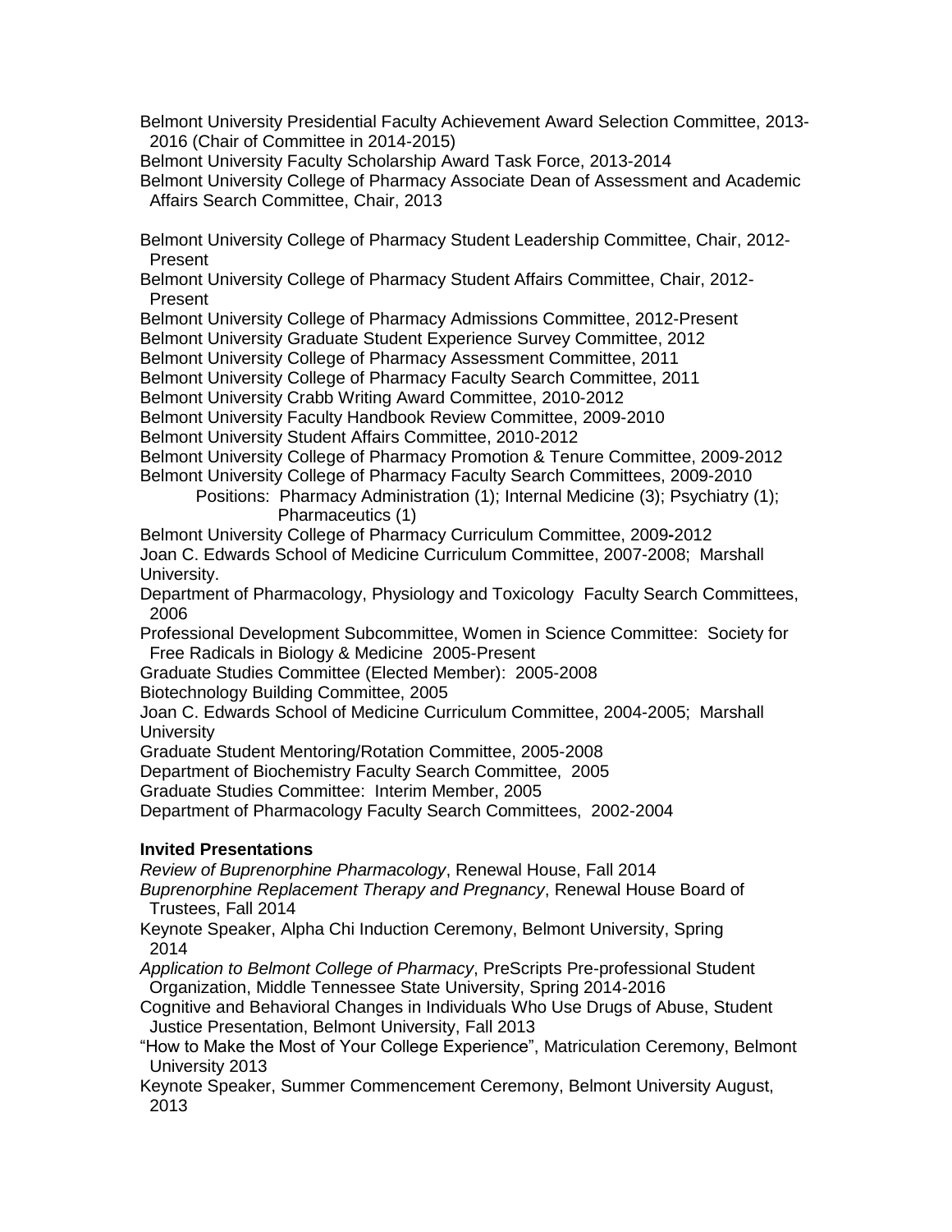Belmont University Presidential Faculty Achievement Award Selection Committee, 2013-2016 (Chair of Committee in 2014-2015)
Belmont University Faculty Scholarship Award Task Force, 2013-2014
Belmont University College of Pharmacy Associate Dean of Assessment and Academic Affairs Search Committee, Chair, 2013

Belmont University College of Pharmacy Student Leadership Committee, Chair, 2012-Present
Belmont University College of Pharmacy Student Affairs Committee, Chair, 2012-Present
Belmont University College of Pharmacy Admissions Committee, 2012-Present
Belmont University Graduate Student Experience Survey Committee, 2012
Belmont University College of Pharmacy Assessment Committee, 2011
Belmont University College of Pharmacy Faculty Search Committee, 2011
Belmont University Crabb Writing Award Committee, 2010-2012
Belmont University Faculty Handbook Review Committee, 2009-2010
Belmont University Student Affairs Committee, 2010-2012
Belmont University College of Pharmacy Promotion & Tenure Committee, 2009-2012
Belmont University College of Pharmacy Faculty Search Committees, 2009-2010
Positions: Pharmacy Administration (1); Internal Medicine (3); Psychiatry (1); Pharmaceutics (1)
Belmont University College of Pharmacy Curriculum Committee, 2009-2012
Joan C. Edwards School of Medicine Curriculum Committee, 2007-2008; Marshall University.
Department of Pharmacology, Physiology and Toxicology Faculty Search Committees, 2006
Professional Development Subcommittee, Women in Science Committee: Society for Free Radicals in Biology & Medicine 2005-Present
Graduate Studies Committee (Elected Member): 2005-2008
Biotechnology Building Committee, 2005
Joan C. Edwards School of Medicine Curriculum Committee, 2004-2005; Marshall University
Graduate Student Mentoring/Rotation Committee, 2005-2008
Department of Biochemistry Faculty Search Committee, 2005
Graduate Studies Committee: Interim Member, 2005
Department of Pharmacology Faculty Search Committees, 2002-2004

**Invited Presentations**

*Review of Buprenorphine Pharmacology*, Renewal House, Fall 2014
*Buprenorphine Replacement Therapy and Pregnancy*, Renewal House Board of Trustees, Fall 2014
Keynote Speaker, Alpha Chi Induction Ceremony, Belmont University, Spring 2014
*Application to Belmont College of Pharmacy*, PreScripts Pre-professional Student Organization, Middle Tennessee State University, Spring 2014-2016
Cognitive and Behavioral Changes in Individuals Who Use Drugs of Abuse, Student Justice Presentation, Belmont University, Fall 2013
"How to Make the Most of Your College Experience", Matriculation Ceremony, Belmont University 2013
Keynote Speaker, Summer Commencement Ceremony, Belmont University August, 2013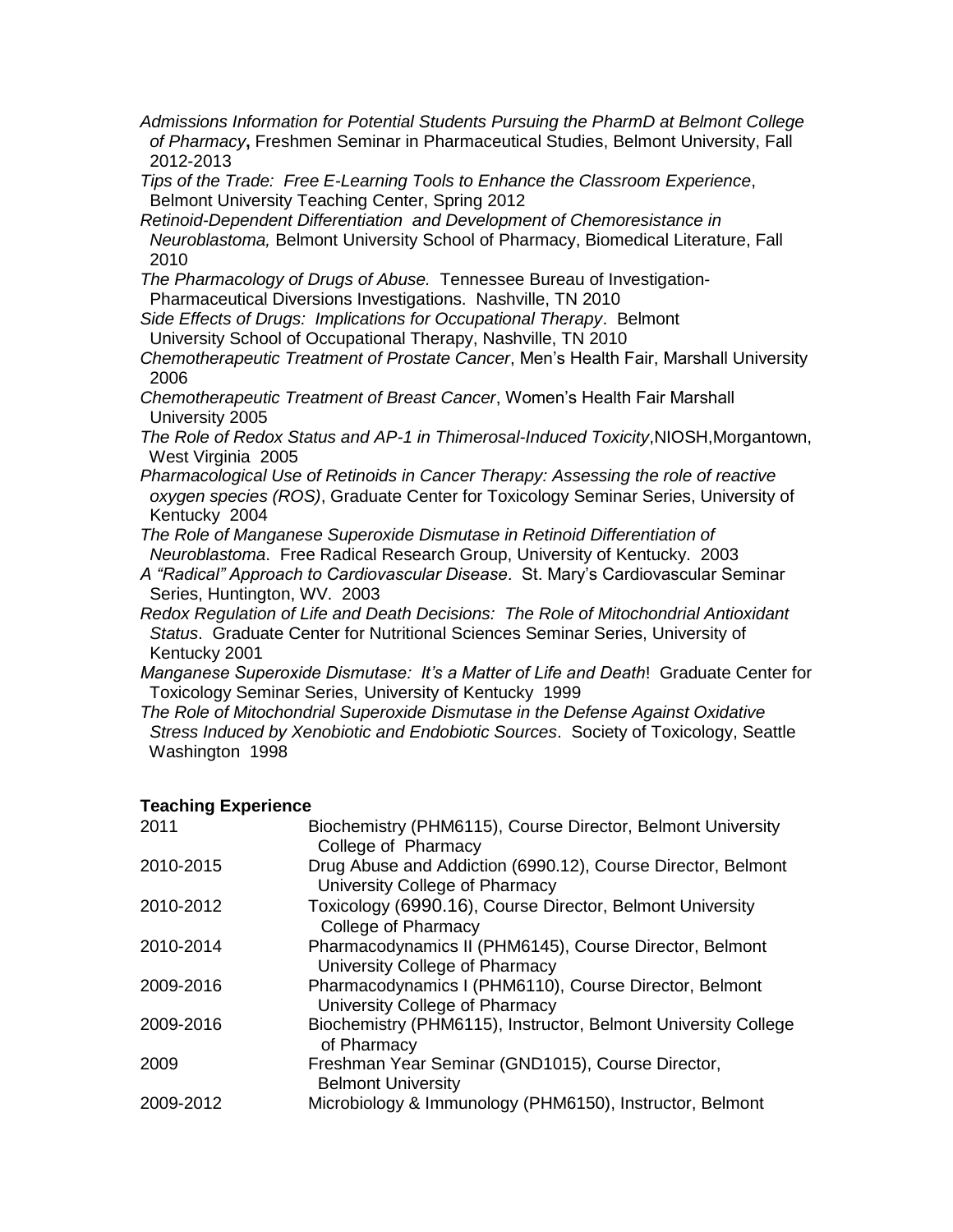*Admissions Information for Potential Students Pursuing the PharmD at Belmont College of Pharmacy*, Freshmen Seminar in Pharmaceutical Studies, Belmont University, Fall 2012-2013

*Tips of the Trade: Free E-Learning Tools to Enhance the Classroom Experience*, Belmont University Teaching Center, Spring 2012

*Retinoid-Dependent Differentiation and Development of Chemoresistance in Neuroblastoma,* Belmont University School of Pharmacy, Biomedical Literature, Fall 2010

*The Pharmacology of Drugs of Abuse.* Tennessee Bureau of Investigation-Pharmaceutical Diversions Investigations. Nashville, TN 2010

*Side Effects of Drugs: Implications for Occupational Therapy*. Belmont University School of Occupational Therapy, Nashville, TN 2010

*Chemotherapeutic Treatment of Prostate Cancer*, Men's Health Fair, Marshall University 2006

*Chemotherapeutic Treatment of Breast Cancer*, Women's Health Fair Marshall University 2005

*The Role of Redox Status and AP-1 in Thimerosal-Induced Toxicity*,NIOSH,Morgantown, West Virginia 2005

*Pharmacological Use of Retinoids in Cancer Therapy: Assessing the role of reactive oxygen species (ROS)*, Graduate Center for Toxicology Seminar Series, University of Kentucky 2004

*The Role of Manganese Superoxide Dismutase in Retinoid Differentiation of Neuroblastoma*. Free Radical Research Group, University of Kentucky. 2003

*A "Radical" Approach to Cardiovascular Disease*. St. Mary's Cardiovascular Seminar Series, Huntington, WV. 2003

*Redox Regulation of Life and Death Decisions: The Role of Mitochondrial Antioxidant Status*. Graduate Center for Nutritional Sciences Seminar Series, University of Kentucky 2001

*Manganese Superoxide Dismutase: It's a Matter of Life and Death*! Graduate Center for Toxicology Seminar Series, University of Kentucky 1999

*The Role of Mitochondrial Superoxide Dismutase in the Defense Against Oxidative Stress Induced by Xenobiotic and Endobiotic Sources*. Society of Toxicology, Seattle Washington 1998

**Teaching Experience**

| | |
|---|---|
| 2011 | Biochemistry (PHM6115), Course Director, Belmont University College of Pharmacy |
| 2010-2015 | Drug Abuse and Addiction (6990.12), Course Director, Belmont University College of Pharmacy |
| 2010-2012 | Toxicology (6990.16), Course Director, Belmont University College of Pharmacy |
| 2010-2014 | Pharmacodynamics II (PHM6145), Course Director, Belmont University College of Pharmacy |
| 2009-2016 | Pharmacodynamics I (PHM6110), Course Director, Belmont University College of Pharmacy |
| 2009-2016 | Biochemistry (PHM6115), Instructor, Belmont University College of Pharmacy |
| 2009 | Freshman Year Seminar (GND1015), Course Director, Belmont University |
| 2009-2012 | Microbiology & Immunology (PHM6150), Instructor, Belmont |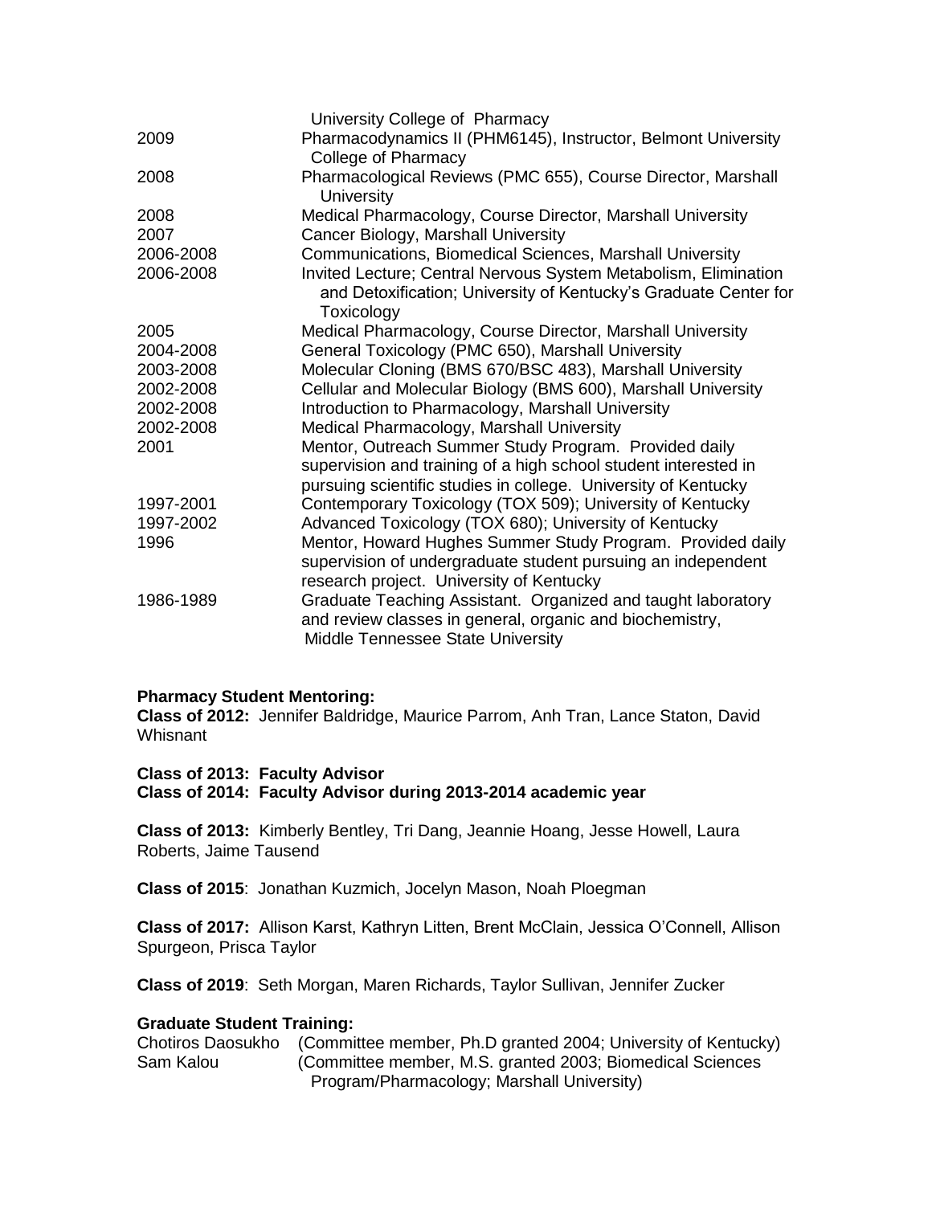| | |
|---|---|
| | University College of Pharmacy |
| 2009 | Pharmacodynamics II (PHM6145), Instructor, Belmont University College of Pharmacy |
| 2008 | Pharmacological Reviews (PMC 655), Course Director, Marshall University |
| 2008 | Medical Pharmacology, Course Director, Marshall University |
| 2007 | Cancer Biology, Marshall University |
| 2006-2008 | Communications, Biomedical Sciences, Marshall University |
| 2006-2008 | Invited Lecture; Central Nervous System Metabolism, Elimination and Detoxification; University of Kentucky's Graduate Center for Toxicology |
| 2005 | Medical Pharmacology, Course Director, Marshall University |
| 2004-2008 | General Toxicology (PMC 650), Marshall University |
| 2003-2008 | Molecular Cloning (BMS 670/BSC 483), Marshall University |
| 2002-2008 | Cellular and Molecular Biology (BMS 600), Marshall University |
| 2002-2008 | Introduction to Pharmacology, Marshall University |
| 2002-2008 | Medical Pharmacology, Marshall University |
| 2001 | Mentor, Outreach Summer Study Program. Provided daily supervision and training of a high school student interested in pursuing scientific studies in college. University of Kentucky |
| 1997-2001 | Contemporary Toxicology (TOX 509); University of Kentucky |
| 1997-2002 | Advanced Toxicology (TOX 680); University of Kentucky |
| 1996 | Mentor, Howard Hughes Summer Study Program. Provided daily supervision of undergraduate student pursuing an independent research project. University of Kentucky |
| 1986-1989 | Graduate Teaching Assistant. Organized and taught laboratory and review classes in general, organic and biochemistry, Middle Tennessee State University |

**Pharmacy Student Mentoring:**

**Class of 2012:** Jennifer Baldridge, Maurice Parrom, Anh Tran, Lance Staton, David Whisnant

**Class of 2013: Faculty Advisor**
**Class of 2014: Faculty Advisor during 2013-2014 academic year**

**Class of 2013:** Kimberly Bentley, Tri Dang, Jeannie Hoang, Jesse Howell, Laura Roberts, Jaime Tausend

**Class of 2015**: Jonathan Kuzmich, Jocelyn Mason, Noah Ploegman

**Class of 2017:** Allison Karst, Kathryn Litten, Brent McClain, Jessica O'Connell, Allison Spurgeon, Prisca Taylor

**Class of 2019**: Seth Morgan, Maren Richards, Taylor Sullivan, Jennifer Zucker

**Graduate Student Training:**

| | |
|---|---|
| Chotiros Daosukho | (Committee member, Ph.D granted 2004; University of Kentucky) |
| Sam Kalou | (Committee member, M.S. granted 2003; Biomedical Sciences Program/Pharmacology; Marshall University) |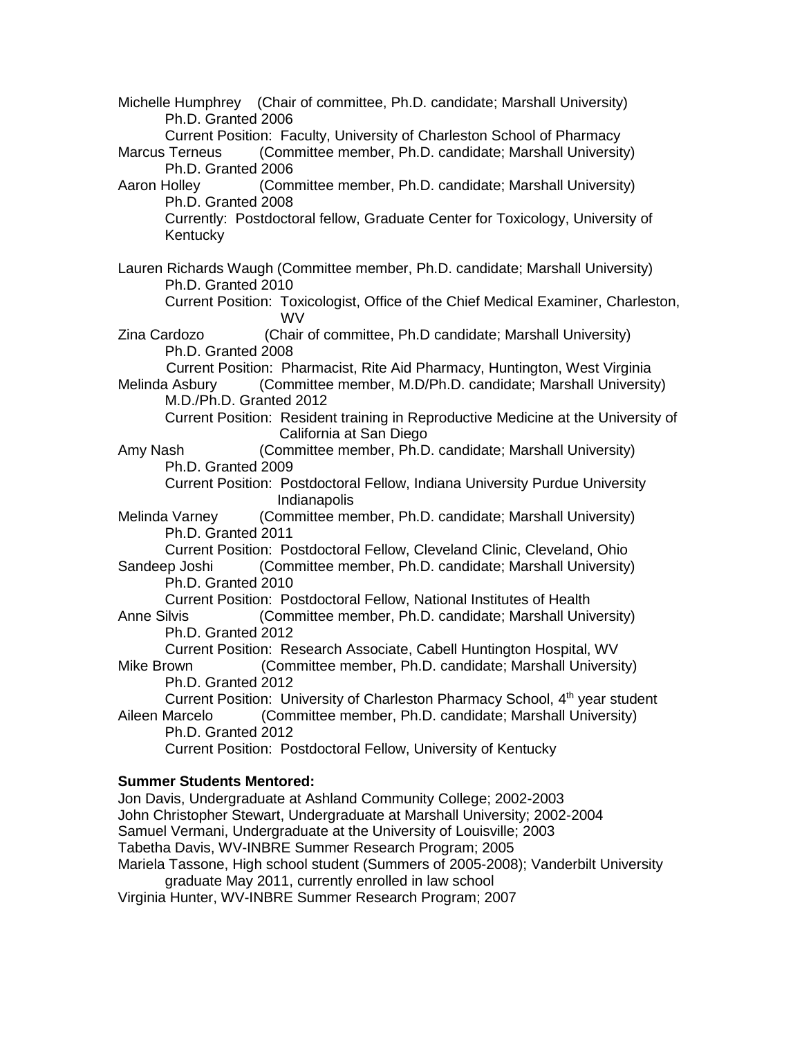Michelle Humphrey (Chair of committee, Ph.D. candidate; Marshall University)
Ph.D. Granted 2006
Current Position: Faculty, University of Charleston School of Pharmacy

Marcus Terneus (Committee member, Ph.D. candidate; Marshall University)
Ph.D. Granted 2006

Aaron Holley (Committee member, Ph.D. candidate; Marshall University)
Ph.D. Granted 2008
Currently: Postdoctoral fellow, Graduate Center for Toxicology, University of Kentucky

Lauren Richards Waugh (Committee member, Ph.D. candidate; Marshall University)
Ph.D. Granted 2010
Current Position: Toxicologist, Office of the Chief Medical Examiner, Charleston, WV

Zina Cardozo (Chair of committee, Ph.D candidate; Marshall University)
Ph.D. Granted 2008
Current Position: Pharmacist, Rite Aid Pharmacy, Huntington, West Virginia

Melinda Asbury (Committee member, M.D/Ph.D. candidate; Marshall University)
M.D./Ph.D. Granted 2012
Current Position: Resident training in Reproductive Medicine at the University of California at San Diego

Amy Nash (Committee member, Ph.D. candidate; Marshall University)
Ph.D. Granted 2009
Current Position: Postdoctoral Fellow, Indiana University Purdue University Indianapolis

Melinda Varney (Committee member, Ph.D. candidate; Marshall University)
Ph.D. Granted 2011
Current Position: Postdoctoral Fellow, Cleveland Clinic, Cleveland, Ohio

Sandeep Joshi (Committee member, Ph.D. candidate; Marshall University)
Ph.D. Granted 2010
Current Position: Postdoctoral Fellow, National Institutes of Health

Anne Silvis (Committee member, Ph.D. candidate; Marshall University)
Ph.D. Granted 2012
Current Position: Research Associate, Cabell Huntington Hospital, WV

Mike Brown (Committee member, Ph.D. candidate; Marshall University)
Ph.D. Granted 2012
Current Position: University of Charleston Pharmacy School, 4th year student

Aileen Marcelo (Committee member, Ph.D. candidate; Marshall University)
Ph.D. Granted 2012
Current Position: Postdoctoral Fellow, University of Kentucky

**Summer Students Mentored:**

Jon Davis, Undergraduate at Ashland Community College; 2002-2003
John Christopher Stewart, Undergraduate at Marshall University; 2002-2004
Samuel Vermani, Undergraduate at the University of Louisville; 2003
Tabetha Davis, WV-INBRE Summer Research Program; 2005
Mariela Tassone, High school student (Summers of 2005-2008); Vanderbilt University graduate May 2011, currently enrolled in law school
Virginia Hunter, WV-INBRE Summer Research Program; 2007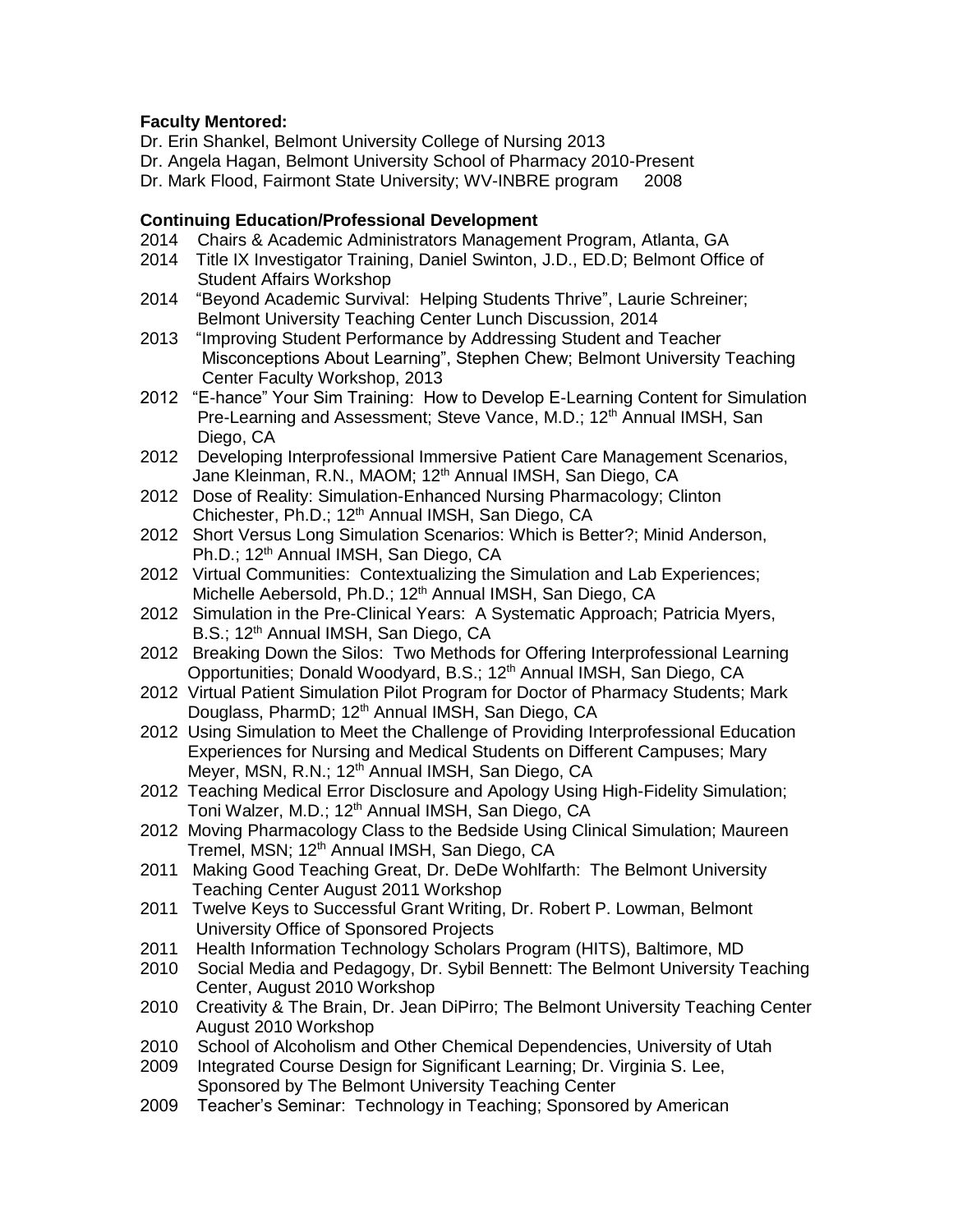**Faculty Mentored:**

Dr. Erin Shankel, Belmont University College of Nursing 2013

Dr. Angela Hagan, Belmont University School of Pharmacy 2010-Present

Dr. Mark Flood, Fairmont State University; WV-INBRE program 2008

**Continuing Education/Professional Development**

2014 Chairs & Academic Administrators Management Program, Atlanta, GA

2014 Title IX Investigator Training, Daniel Swinton, J.D., ED.D; Belmont Office of Student Affairs Workshop

2014 "Beyond Academic Survival: Helping Students Thrive", Laurie Schreiner; Belmont University Teaching Center Lunch Discussion, 2014

2013 "Improving Student Performance by Addressing Student and Teacher Misconceptions About Learning", Stephen Chew; Belmont University Teaching Center Faculty Workshop, 2013

2012 "E-hance" Your Sim Training: How to Develop E-Learning Content for Simulation Pre-Learning and Assessment; Steve Vance, M.D.; 12th Annual IMSH, San Diego, CA

2012 Developing Interprofessional Immersive Patient Care Management Scenarios, Jane Kleinman, R.N., MAOM; 12th Annual IMSH, San Diego, CA

2012 Dose of Reality: Simulation-Enhanced Nursing Pharmacology; Clinton Chichester, Ph.D.; 12th Annual IMSH, San Diego, CA

2012 Short Versus Long Simulation Scenarios: Which is Better?; Minid Anderson, Ph.D.; 12th Annual IMSH, San Diego, CA

2012 Virtual Communities: Contextualizing the Simulation and Lab Experiences; Michelle Aebersold, Ph.D.; 12th Annual IMSH, San Diego, CA

2012 Simulation in the Pre-Clinical Years: A Systematic Approach; Patricia Myers, B.S.; 12th Annual IMSH, San Diego, CA

2012 Breaking Down the Silos: Two Methods for Offering Interprofessional Learning Opportunities; Donald Woodyard, B.S.; 12th Annual IMSH, San Diego, CA

2012 Virtual Patient Simulation Pilot Program for Doctor of Pharmacy Students; Mark Douglass, PharmD; 12th Annual IMSH, San Diego, CA

2012 Using Simulation to Meet the Challenge of Providing Interprofessional Education Experiences for Nursing and Medical Students on Different Campuses; Mary Meyer, MSN, R.N.; 12th Annual IMSH, San Diego, CA

2012 Teaching Medical Error Disclosure and Apology Using High-Fidelity Simulation; Toni Walzer, M.D.; 12th Annual IMSH, San Diego, CA

2012 Moving Pharmacology Class to the Bedside Using Clinical Simulation; Maureen Tremel, MSN; 12th Annual IMSH, San Diego, CA

2011 Making Good Teaching Great, Dr. DeDe Wohlfarth: The Belmont University Teaching Center August 2011 Workshop

2011 Twelve Keys to Successful Grant Writing, Dr. Robert P. Lowman, Belmont University Office of Sponsored Projects

2011 Health Information Technology Scholars Program (HITS), Baltimore, MD

2010 Social Media and Pedagogy, Dr. Sybil Bennett: The Belmont University Teaching Center, August 2010 Workshop

2010 Creativity & The Brain, Dr. Jean DiPirro; The Belmont University Teaching Center August 2010 Workshop

2010 School of Alcoholism and Other Chemical Dependencies, University of Utah

2009 Integrated Course Design for Significant Learning; Dr. Virginia S. Lee, Sponsored by The Belmont University Teaching Center

2009 Teacher's Seminar: Technology in Teaching; Sponsored by American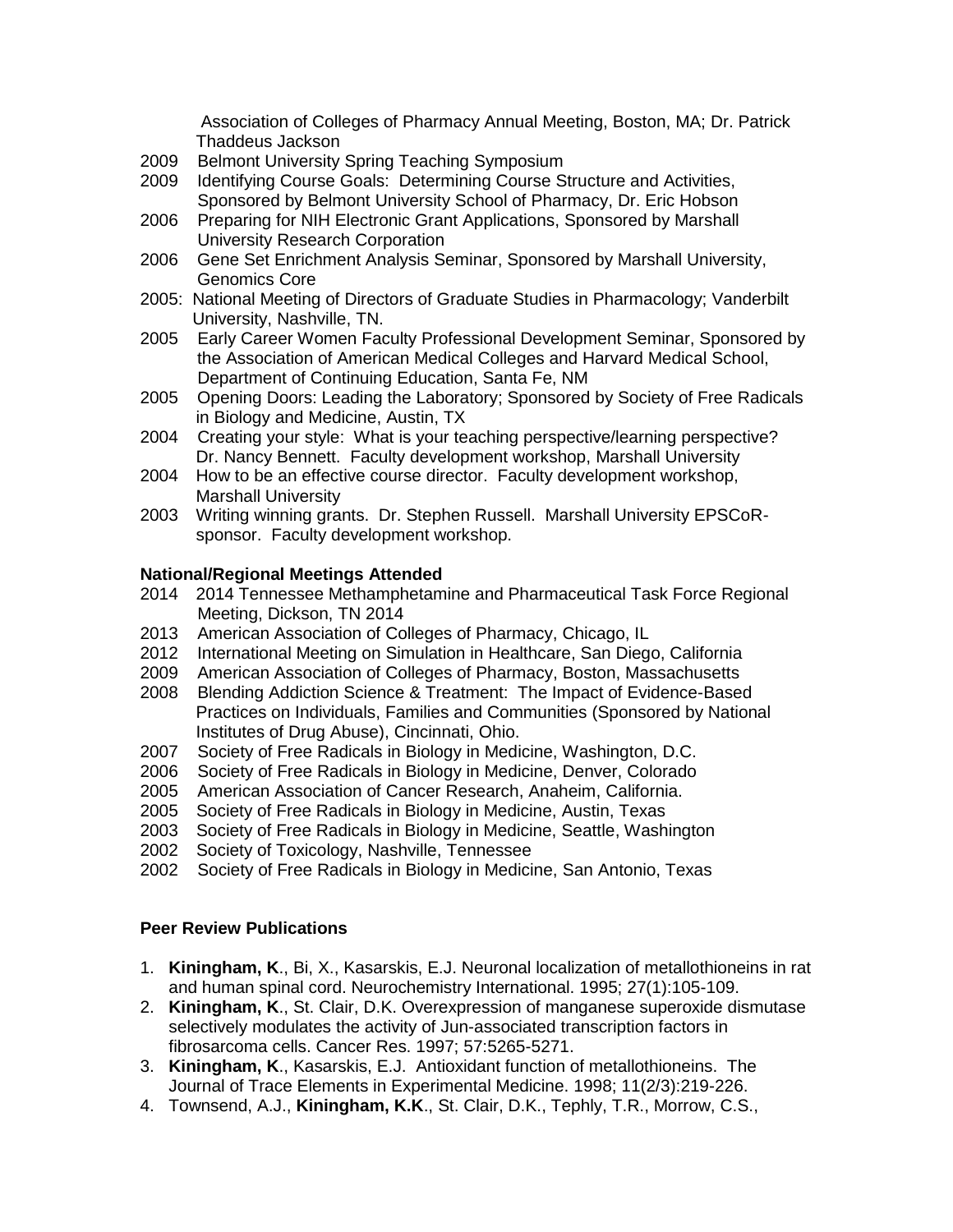Association of Colleges of Pharmacy Annual Meeting, Boston, MA; Dr. Patrick Thaddeus Jackson

- 2009 Belmont University Spring Teaching Symposium
- 2009 Identifying Course Goals: Determining Course Structure and Activities, Sponsored by Belmont University School of Pharmacy, Dr. Eric Hobson
- 2006 Preparing for NIH Electronic Grant Applications, Sponsored by Marshall University Research Corporation
- 2006 Gene Set Enrichment Analysis Seminar, Sponsored by Marshall University, Genomics Core
- 2005: National Meeting of Directors of Graduate Studies in Pharmacology; Vanderbilt University, Nashville, TN.
- 2005 Early Career Women Faculty Professional Development Seminar, Sponsored by the Association of American Medical Colleges and Harvard Medical School, Department of Continuing Education, Santa Fe, NM
- 2005 Opening Doors: Leading the Laboratory; Sponsored by Society of Free Radicals in Biology and Medicine, Austin, TX
- 2004 Creating your style: What is your teaching perspective/learning perspective? Dr. Nancy Bennett. Faculty development workshop, Marshall University
- 2004 How to be an effective course director. Faculty development workshop, Marshall University
- 2003 Writing winning grants. Dr. Stephen Russell. Marshall University EPSCoR-sponsor. Faculty development workshop.

**National/Regional Meetings Attended**

- 2014 2014 Tennessee Methamphetamine and Pharmaceutical Task Force Regional Meeting, Dickson, TN 2014
- 2013 American Association of Colleges of Pharmacy, Chicago, IL
- 2012 International Meeting on Simulation in Healthcare, San Diego, California
- 2009 American Association of Colleges of Pharmacy, Boston, Massachusetts
- 2008 Blending Addiction Science & Treatment: The Impact of Evidence-Based Practices on Individuals, Families and Communities (Sponsored by National Institutes of Drug Abuse), Cincinnati, Ohio.
- 2007 Society of Free Radicals in Biology in Medicine, Washington, D.C.
- 2006 Society of Free Radicals in Biology in Medicine, Denver, Colorado
- 2005 American Association of Cancer Research, Anaheim, California.
- 2005 Society of Free Radicals in Biology in Medicine, Austin, Texas
- 2003 Society of Free Radicals in Biology in Medicine, Seattle, Washington
- 2002 Society of Toxicology, Nashville, Tennessee
- 2002 Society of Free Radicals in Biology in Medicine, San Antonio, Texas

**Peer Review Publications**

1. **Kiningham, K**., Bi, X., Kasarskis, E.J. Neuronal localization of metallothioneins in rat and human spinal cord. Neurochemistry International. 1995; 27(1):105-109.
2. **Kiningham, K**., St. Clair, D.K. Overexpression of manganese superoxide dismutase selectively modulates the activity of Jun-associated transcription factors in fibrosarcoma cells. Cancer Res. 1997; 57:5265-5271.
3. **Kiningham, K**., Kasarskis, E.J. Antioxidant function of metallothioneins. The Journal of Trace Elements in Experimental Medicine. 1998; 11(2/3):219-226.
4. Townsend, A.J., **Kiningham, K.K**., St. Clair, D.K., Tephly, T.R., Morrow, C.S.,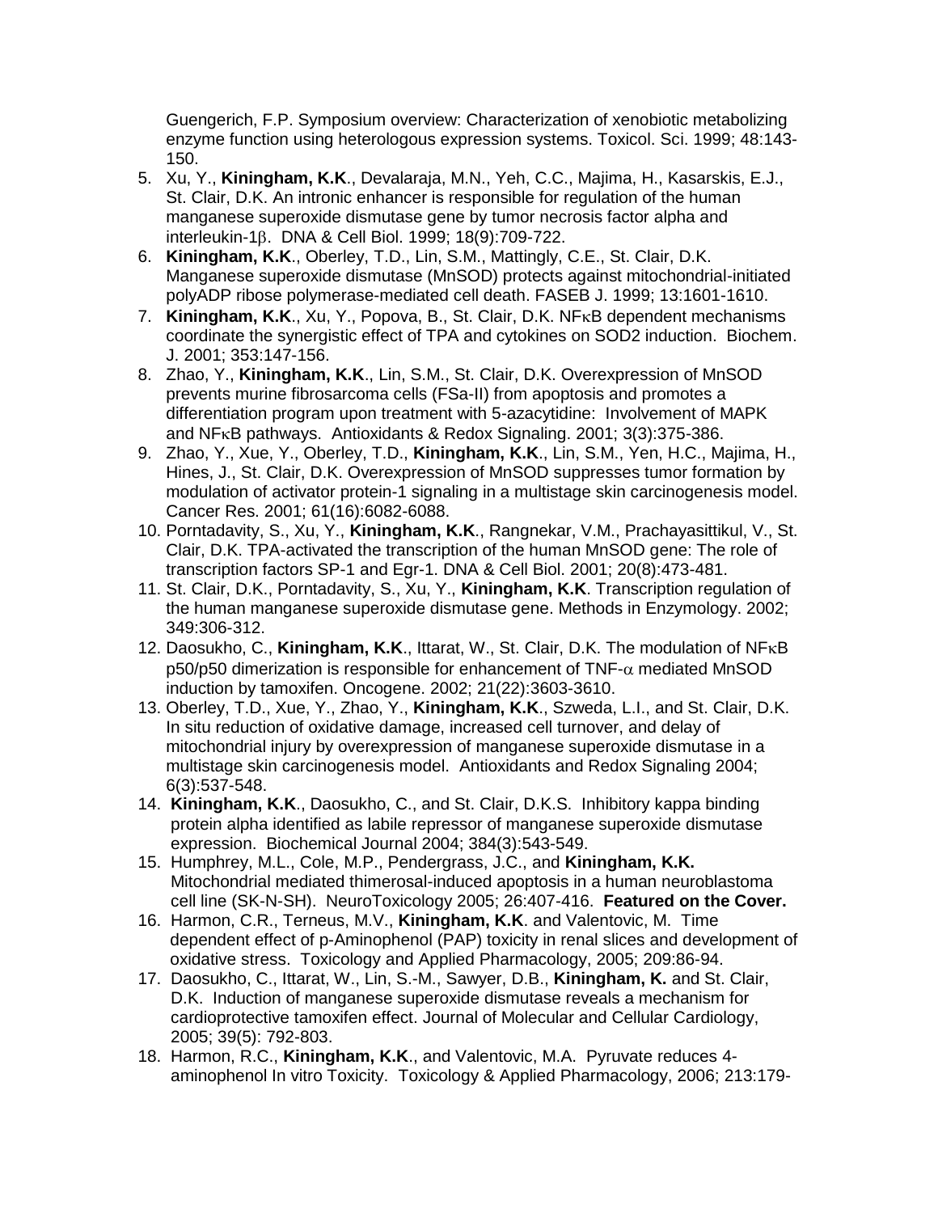Guengerich, F.P. Symposium overview: Characterization of xenobiotic metabolizing enzyme function using heterologous expression systems. Toxicol. Sci. 1999; 48:143-150.

5. Xu, Y., **Kiningham, K.K**., Devalaraja, M.N., Yeh, C.C., Majima, H., Kasarskis, E.J., St. Clair, D.K. An intronic enhancer is responsible for regulation of the human manganese superoxide dismutase gene by tumor necrosis factor alpha and interleukin-1β. DNA & Cell Biol. 1999; 18(9):709-722.
6. **Kiningham, K.K**., Oberley, T.D., Lin, S.M., Mattingly, C.E., St. Clair, D.K. Manganese superoxide dismutase (MnSOD) protects against mitochondrial-initiated polyADP ribose polymerase-mediated cell death. FASEB J. 1999; 13:1601-1610.
7. **Kiningham, K.K**., Xu, Y., Popova, B., St. Clair, D.K. NFκB dependent mechanisms coordinate the synergistic effect of TPA and cytokines on SOD2 induction. Biochem. J. 2001; 353:147-156.
8. Zhao, Y., **Kiningham, K.K**., Lin, S.M., St. Clair, D.K. Overexpression of MnSOD prevents murine fibrosarcoma cells (FSa-II) from apoptosis and promotes a differentiation program upon treatment with 5-azacytidine: Involvement of MAPK and NFκB pathways. Antioxidants & Redox Signaling. 2001; 3(3):375-386.
9. Zhao, Y., Xue, Y., Oberley, T.D., **Kiningham, K.K**., Lin, S.M., Yen, H.C., Majima, H., Hines, J., St. Clair, D.K. Overexpression of MnSOD suppresses tumor formation by modulation of activator protein-1 signaling in a multistage skin carcinogenesis model. Cancer Res. 2001; 61(16):6082-6088.
10. Porntadavity, S., Xu, Y., **Kiningham, K.K**., Rangnekar, V.M., Prachayasittikul, V., St. Clair, D.K. TPA-activated the transcription of the human MnSOD gene: The role of transcription factors SP-1 and Egr-1. DNA & Cell Biol. 2001; 20(8):473-481.
11. St. Clair, D.K., Porntadavity, S., Xu, Y., **Kiningham, K.K**. Transcription regulation of the human manganese superoxide dismutase gene. Methods in Enzymology. 2002; 349:306-312.
12. Daosukho, C., **Kiningham, K.K**., Ittarat, W., St. Clair, D.K. The modulation of NFκB p50/p50 dimerization is responsible for enhancement of TNF-α mediated MnSOD induction by tamoxifen. Oncogene. 2002; 21(22):3603-3610.
13. Oberley, T.D., Xue, Y., Zhao, Y., **Kiningham, K.K**., Szweda, L.I., and St. Clair, D.K. In situ reduction of oxidative damage, increased cell turnover, and delay of mitochondrial injury by overexpression of manganese superoxide dismutase in a multistage skin carcinogenesis model. Antioxidants and Redox Signaling 2004; 6(3):537-548.
14. **Kiningham, K.K**., Daosukho, C., and St. Clair, D.K.S. Inhibitory kappa binding protein alpha identified as labile repressor of manganese superoxide dismutase expression. Biochemical Journal 2004; 384(3):543-549.
15. Humphrey, M.L., Cole, M.P., Pendergrass, J.C., and **Kiningham, K.K.** Mitochondrial mediated thimerosal-induced apoptosis in a human neuroblastoma cell line (SK-N-SH). NeuroToxicology 2005; 26:407-416. **Featured on the Cover.**
16. Harmon, C.R., Terneus, M.V., **Kiningham, K.K**. and Valentovic, M. Time dependent effect of p-Aminophenol (PAP) toxicity in renal slices and development of oxidative stress. Toxicology and Applied Pharmacology, 2005; 209:86-94.
17. Daosukho, C., Ittarat, W., Lin, S.-M., Sawyer, D.B., **Kiningham, K.** and St. Clair, D.K. Induction of manganese superoxide dismutase reveals a mechanism for cardioprotective tamoxifen effect. Journal of Molecular and Cellular Cardiology, 2005; 39(5): 792-803.
18. Harmon, R.C., **Kiningham, K.K**., and Valentovic, M.A. Pyruvate reduces 4-aminophenol In vitro Toxicity. Toxicology & Applied Pharmacology, 2006; 213:179-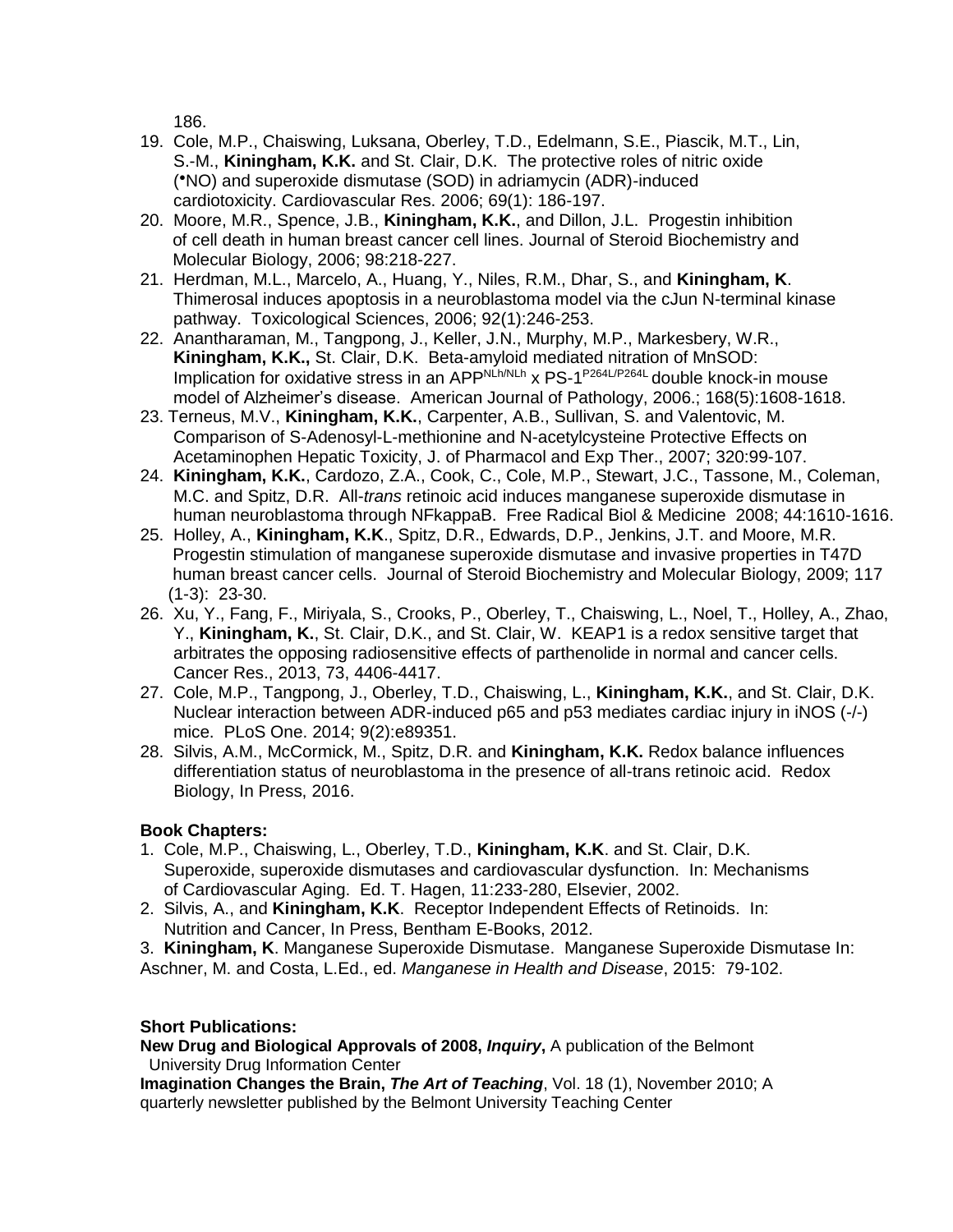186.

19. Cole, M.P., Chaiswing, Luksana, Oberley, T.D., Edelmann, S.E., Piascik, M.T., Lin, S.-M., **Kiningham, K.K.** and St. Clair, D.K. The protective roles of nitric oxide (•NO) and superoxide dismutase (SOD) in adriamycin (ADR)-induced cardiotoxicity. Cardiovascular Res. 2006; 69(1): 186-197.
20. Moore, M.R., Spence, J.B., **Kiningham, K.K.**, and Dillon, J.L. Progestin inhibition of cell death in human breast cancer cell lines. Journal of Steroid Biochemistry and Molecular Biology, 2006; 98:218-227.
21. Herdman, M.L., Marcelo, A., Huang, Y., Niles, R.M., Dhar, S., and **Kiningham, K**. Thimerosal induces apoptosis in a neuroblastoma model via the cJun N-terminal kinase pathway. Toxicological Sciences, 2006; 92(1):246-253.
22. Anantharaman, M., Tangpong, J., Keller, J.N., Murphy, M.P., Markesbery, W.R., **Kiningham, K.K.,** St. Clair, D.K. Beta-amyloid mediated nitration of MnSOD: Implication for oxidative stress in an $APP^{NLh/NLh}$ x $PS\text{-}1^{P264L/P264L}$ double knock-in mouse model of Alzheimer's disease. American Journal of Pathology, 2006.; 168(5):1608-1618.
23. Terneus, M.V., **Kiningham, K.K.**, Carpenter, A.B., Sullivan, S. and Valentovic, M. Comparison of S-Adenosyl-L-methionine and N-acetylcysteine Protective Effects on Acetaminophen Hepatic Toxicity, J. of Pharmacol and Exp Ther., 2007; 320:99-107.
24. **Kiningham, K.K.**, Cardozo, Z.A., Cook, C., Cole, M.P., Stewart, J.C., Tassone, M., Coleman, M.C. and Spitz, D.R. All-*trans* retinoic acid induces manganese superoxide dismutase in human neuroblastoma through NFkappaB. Free Radical Biol & Medicine 2008; 44:1610-1616.
25. Holley, A., **Kiningham, K.K**., Spitz, D.R., Edwards, D.P., Jenkins, J.T. and Moore, M.R. Progestin stimulation of manganese superoxide dismutase and invasive properties in T47D human breast cancer cells. Journal of Steroid Biochemistry and Molecular Biology, 2009; 117 (1-3): 23-30.
26. Xu, Y., Fang, F., Miriyala, S., Crooks, P., Oberley, T., Chaiswing, L., Noel, T., Holley, A., Zhao, Y., **Kiningham, K.**, St. Clair, D.K., and St. Clair, W. KEAP1 is a redox sensitive target that arbitrates the opposing radiosensitive effects of parthenolide in normal and cancer cells. Cancer Res., 2013, 73, 4406-4417.
27. Cole, M.P., Tangpong, J., Oberley, T.D., Chaiswing, L., **Kiningham, K.K.**, and St. Clair, D.K. Nuclear interaction between ADR-induced p65 and p53 mediates cardiac injury in iNOS (-/-) mice. PLoS One. 2014; 9(2):e89351.
28. Silvis, A.M., McCormick, M., Spitz, D.R. and **Kiningham, K.K.** Redox balance influences differentiation status of neuroblastoma in the presence of all-trans retinoic acid. Redox Biology, In Press, 2016.

**Book Chapters:**

1. Cole, M.P., Chaiswing, L., Oberley, T.D., **Kiningham, K.K**. and St. Clair, D.K. Superoxide, superoxide dismutases and cardiovascular dysfunction. In: Mechanisms of Cardiovascular Aging. Ed. T. Hagen, 11:233-280, Elsevier, 2002.
2. Silvis, A., and **Kiningham, K.K**. Receptor Independent Effects of Retinoids. In: Nutrition and Cancer, In Press, Bentham E-Books, 2012.
3. **Kiningham, K**. Manganese Superoxide Dismutase. Manganese Superoxide Dismutase In: Aschner, M. and Costa, L.Ed., ed. *Manganese in Health and Disease*, 2015: 79-102.

**Short Publications:**

**New Drug and Biological Approvals of 2008, *Inquiry*,** A publication of the Belmont University Drug Information Center

**Imagination Changes the Brain, *The Art of Teaching***, Vol. 18 (1), November 2010; A quarterly newsletter published by the Belmont University Teaching Center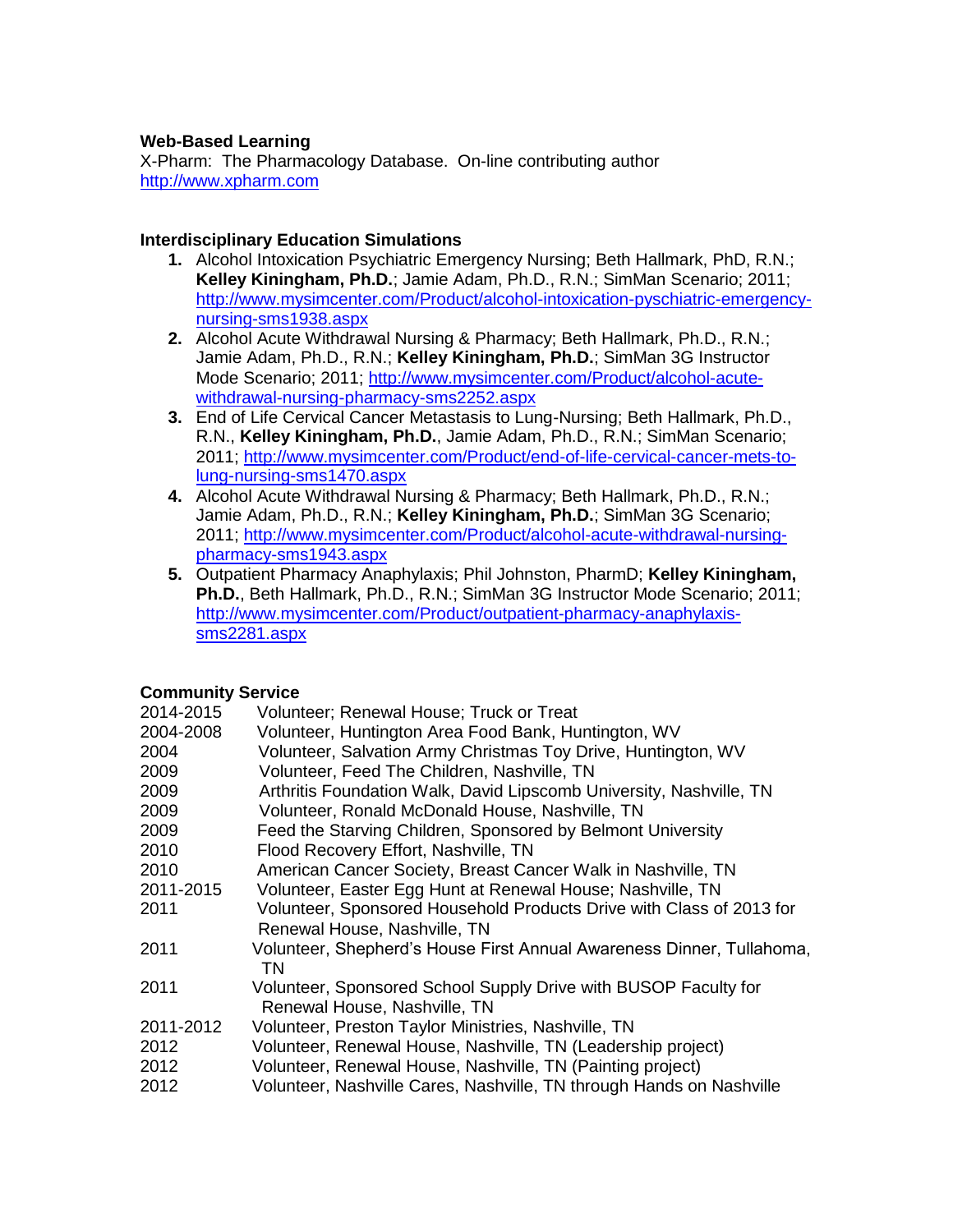**Web-Based Learning**

X-Pharm: The Pharmacology Database. On-line contributing author
http://www.xpharm.com

**Interdisciplinary Education Simulations**

1. Alcohol Intoxication Psychiatric Emergency Nursing; Beth Hallmark, PhD, R.N.; **Kelley Kiningham, Ph.D.**; Jamie Adam, Ph.D., R.N.; SimMan Scenario; 2011; http://www.mysimcenter.com/Product/alcohol-intoxication-pyschiatric-emergency-nursing-sms1938.aspx
2. Alcohol Acute Withdrawal Nursing & Pharmacy; Beth Hallmark, Ph.D., R.N.; Jamie Adam, Ph.D., R.N.; **Kelley Kiningham, Ph.D.**; SimMan 3G Instructor Mode Scenario; 2011; http://www.mysimcenter.com/Product/alcohol-acute-withdrawal-nursing-pharmacy-sms2252.aspx
3. End of Life Cervical Cancer Metastasis to Lung-Nursing; Beth Hallmark, Ph.D., R.N., **Kelley Kiningham, Ph.D.**, Jamie Adam, Ph.D., R.N.; SimMan Scenario; 2011; http://www.mysimcenter.com/Product/end-of-life-cervical-cancer-mets-to-lung-nursing-sms1470.aspx
4. Alcohol Acute Withdrawal Nursing & Pharmacy; Beth Hallmark, Ph.D., R.N.; Jamie Adam, Ph.D., R.N.; **Kelley Kiningham, Ph.D.**; SimMan 3G Scenario; 2011; http://www.mysimcenter.com/Product/alcohol-acute-withdrawal-nursing-pharmacy-sms1943.aspx
5. Outpatient Pharmacy Anaphylaxis; Phil Johnston, PharmD; **Kelley Kiningham, Ph.D.**, Beth Hallmark, Ph.D., R.N.; SimMan 3G Instructor Mode Scenario; 2011; http://www.mysimcenter.com/Product/outpatient-pharmacy-anaphylaxis-sms2281.aspx

**Community Service**

| | |
|---|---|
| 2014-2015 | Volunteer; Renewal House; Truck or Treat |
| 2004-2008 | Volunteer, Huntington Area Food Bank, Huntington, WV |
| 2004 | Volunteer, Salvation Army Christmas Toy Drive, Huntington, WV |
| 2009 | Volunteer, Feed The Children, Nashville, TN |
| 2009 | Arthritis Foundation Walk, David Lipscomb University, Nashville, TN |
| 2009 | Volunteer, Ronald McDonald House, Nashville, TN |
| 2009 | Feed the Starving Children, Sponsored by Belmont University |
| 2010 | Flood Recovery Effort, Nashville, TN |
| 2010 | American Cancer Society, Breast Cancer Walk in Nashville, TN |
| 2011-2015 | Volunteer, Easter Egg Hunt at Renewal House; Nashville, TN |
| 2011 | Volunteer, Sponsored Household Products Drive with Class of 2013 for Renewal House, Nashville, TN |
| 2011 | Volunteer, Shepherd's House First Annual Awareness Dinner, Tullahoma, TN |
| 2011 | Volunteer, Sponsored School Supply Drive with BUSOP Faculty for Renewal House, Nashville, TN |
| 2011-2012 | Volunteer, Preston Taylor Ministries, Nashville, TN |
| 2012 | Volunteer, Renewal House, Nashville, TN (Leadership project) |
| 2012 | Volunteer, Renewal House, Nashville, TN (Painting project) |
| 2012 | Volunteer, Nashville Cares, Nashville, TN through Hands on Nashville |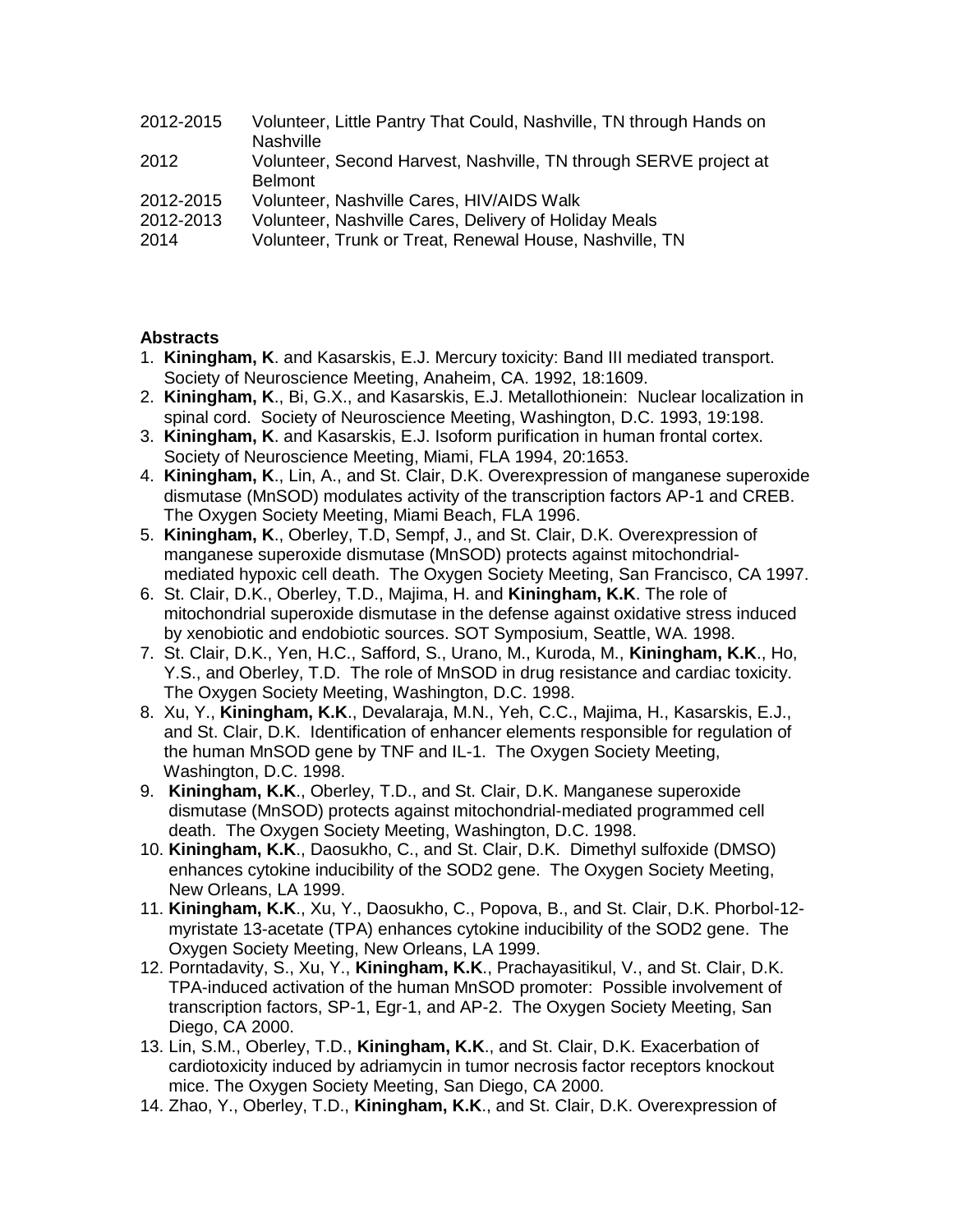| | |
|---|---|
| 2012-2015 | Volunteer, Little Pantry That Could, Nashville, TN through Hands on Nashville |
| 2012 | Volunteer, Second Harvest, Nashville, TN through SERVE project at Belmont |
| 2012-2015 | Volunteer, Nashville Cares, HIV/AIDS Walk |
| 2012-2013 | Volunteer, Nashville Cares, Delivery of Holiday Meals |
| 2014 | Volunteer, Trunk or Treat, Renewal House, Nashville, TN |

**Abstracts**

1. **Kiningham, K**. and Kasarskis, E.J. Mercury toxicity: Band III mediated transport. Society of Neuroscience Meeting, Anaheim, CA. 1992, 18:1609.
2. **Kiningham, K**., Bi, G.X., and Kasarskis, E.J. Metallothionein: Nuclear localization in spinal cord. Society of Neuroscience Meeting, Washington, D.C. 1993, 19:198.
3. **Kiningham, K**. and Kasarskis, E.J. Isoform purification in human frontal cortex. Society of Neuroscience Meeting, Miami, FLA 1994, 20:1653.
4. **Kiningham, K**., Lin, A., and St. Clair, D.K. Overexpression of manganese superoxide dismutase (MnSOD) modulates activity of the transcription factors AP-1 and CREB. The Oxygen Society Meeting, Miami Beach, FLA 1996.
5. **Kiningham, K**., Oberley, T.D, Sempf, J., and St. Clair, D.K. Overexpression of manganese superoxide dismutase (MnSOD) protects against mitochondrial-mediated hypoxic cell death. The Oxygen Society Meeting, San Francisco, CA 1997.
6. St. Clair, D.K., Oberley, T.D., Majima, H. and **Kiningham, K.K**. The role of mitochondrial superoxide dismutase in the defense against oxidative stress induced by xenobiotic and endobiotic sources. SOT Symposium, Seattle, WA. 1998.
7. St. Clair, D.K., Yen, H.C., Safford, S., Urano, M., Kuroda, M., **Kiningham, K.K**., Ho, Y.S., and Oberley, T.D. The role of MnSOD in drug resistance and cardiac toxicity. The Oxygen Society Meeting, Washington, D.C. 1998.
8. Xu, Y., **Kiningham, K.K**., Devalaraja, M.N., Yeh, C.C., Majima, H., Kasarskis, E.J., and St. Clair, D.K. Identification of enhancer elements responsible for regulation of the human MnSOD gene by TNF and IL-1. The Oxygen Society Meeting, Washington, D.C. 1998.
9. **Kiningham, K.K**., Oberley, T.D., and St. Clair, D.K. Manganese superoxide dismutase (MnSOD) protects against mitochondrial-mediated programmed cell death. The Oxygen Society Meeting, Washington, D.C. 1998.
10. **Kiningham, K.K**., Daosukho, C., and St. Clair, D.K. Dimethyl sulfoxide (DMSO) enhances cytokine inducibility of the SOD2 gene. The Oxygen Society Meeting, New Orleans, LA 1999.
11. **Kiningham, K.K**., Xu, Y., Daosukho, C., Popova, B., and St. Clair, D.K. Phorbol-12-myristate 13-acetate (TPA) enhances cytokine inducibility of the SOD2 gene. The Oxygen Society Meeting, New Orleans, LA 1999.
12. Porntadavity, S., Xu, Y., **Kiningham, K.K**., Prachayasitikul, V., and St. Clair, D.K. TPA-induced activation of the human MnSOD promoter: Possible involvement of transcription factors, SP-1, Egr-1, and AP-2. The Oxygen Society Meeting, San Diego, CA 2000.
13. Lin, S.M., Oberley, T.D., **Kiningham, K.K**., and St. Clair, D.K. Exacerbation of cardiotoxicity induced by adriamycin in tumor necrosis factor receptors knockout mice. The Oxygen Society Meeting, San Diego, CA 2000.
14. Zhao, Y., Oberley, T.D., **Kiningham, K.K**., and St. Clair, D.K. Overexpression of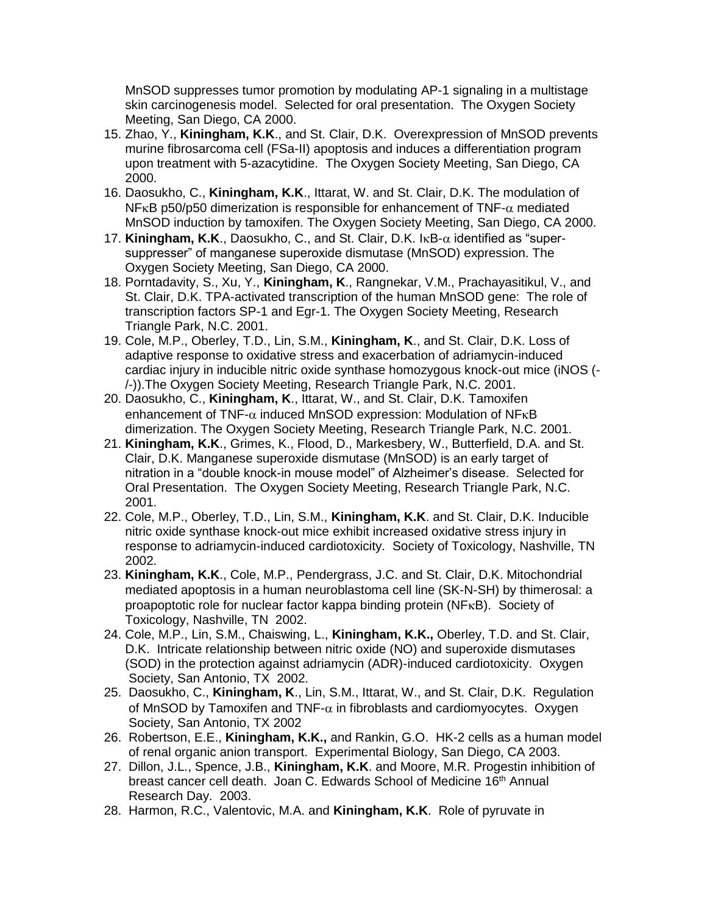MnSOD suppresses tumor promotion by modulating AP-1 signaling in a multistage skin carcinogenesis model. Selected for oral presentation. The Oxygen Society Meeting, San Diego, CA 2000.

15. Zhao, Y., **Kiningham, K.K**., and St. Clair, D.K. Overexpression of MnSOD prevents murine fibrosarcoma cell (FSa-II) apoptosis and induces a differentiation program upon treatment with 5-azacytidine. The Oxygen Society Meeting, San Diego, CA 2000.
16. Daosukho, C., **Kiningham, K.K**., Ittarat, W. and St. Clair, D.K. The modulation of NFκB p50/p50 dimerization is responsible for enhancement of TNF-$\alpha$ mediated MnSOD induction by tamoxifen. The Oxygen Society Meeting, San Diego, CA 2000.
17. **Kiningham, K.K**., Daosukho, C., and St. Clair, D.K. IκB-$\alpha$ identified as "super-suppresser" of manganese superoxide dismutase (MnSOD) expression. The Oxygen Society Meeting, San Diego, CA 2000.
18. Porntadavity, S., Xu, Y., **Kiningham, K**., Rangnekar, V.M., Prachayasitikul, V., and St. Clair, D.K. TPA-activated transcription of the human MnSOD gene: The role of transcription factors SP-1 and Egr-1. The Oxygen Society Meeting, Research Triangle Park, N.C. 2001.
19. Cole, M.P., Oberley, T.D., Lin, S.M., **Kiningham, K**., and St. Clair, D.K. Loss of adaptive response to oxidative stress and exacerbation of adriamycin-induced cardiac injury in inducible nitric oxide synthase homozygous knock-out mice (iNOS (-/-)).The Oxygen Society Meeting, Research Triangle Park, N.C. 2001.
20. Daosukho, C., **Kiningham, K**., Ittarat, W., and St. Clair, D.K. Tamoxifen enhancement of TNF-$\alpha$ induced MnSOD expression: Modulation of NFκB dimerization. The Oxygen Society Meeting, Research Triangle Park, N.C. 2001.
21. **Kiningham, K.K**., Grimes, K., Flood, D., Markesbery, W., Butterfield, D.A. and St. Clair, D.K. Manganese superoxide dismutase (MnSOD) is an early target of nitration in a "double knock-in mouse model" of Alzheimer's disease. Selected for Oral Presentation. The Oxygen Society Meeting, Research Triangle Park, N.C. 2001.
22. Cole, M.P., Oberley, T.D., Lin, S.M., **Kiningham, K.K**. and St. Clair, D.K. Inducible nitric oxide synthase knock-out mice exhibit increased oxidative stress injury in response to adriamycin-induced cardiotoxicity. Society of Toxicology, Nashville, TN 2002.
23. **Kiningham, K.K**., Cole, M.P., Pendergrass, J.C. and St. Clair, D.K. Mitochondrial mediated apoptosis in a human neuroblastoma cell line (SK-N-SH) by thimerosal: a proapoptotic role for nuclear factor kappa binding protein (NFκB). Society of Toxicology, Nashville, TN 2002.
24. Cole, M.P., Lin, S.M., Chaiswing, L., **Kiningham, K.K.,** Oberley, T.D. and St. Clair, D.K. Intricate relationship between nitric oxide (NO) and superoxide dismutases (SOD) in the protection against adriamycin (ADR)-induced cardiotoxicity. Oxygen Society, San Antonio, TX 2002.
25. Daosukho, C., **Kiningham, K**., Lin, S.M., Ittarat, W., and St. Clair, D.K. Regulation of MnSOD by Tamoxifen and TNF-$\alpha$ in fibroblasts and cardiomyocytes. Oxygen Society, San Antonio, TX 2002
26. Robertson, E.E., **Kiningham, K.K.,** and Rankin, G.O. HK-2 cells as a human model of renal organic anion transport. Experimental Biology, San Diego, CA 2003.
27. Dillon, J.L., Spence, J.B., **Kiningham, K.K**. and Moore, M.R. Progestin inhibition of breast cancer cell death. Joan C. Edwards School of Medicine 16th Annual Research Day. 2003.
28. Harmon, R.C., Valentovic, M.A. and **Kiningham, K.K**. Role of pyruvate in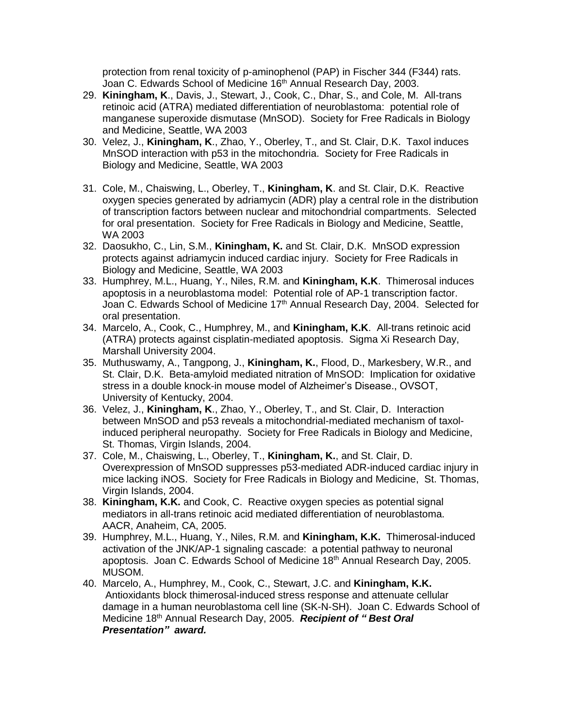protection from renal toxicity of p-aminophenol (PAP) in Fischer 344 (F344) rats. Joan C. Edwards School of Medicine 16th Annual Research Day, 2003.

29. **Kiningham, K**., Davis, J., Stewart, J., Cook, C., Dhar, S., and Cole, M. All-trans retinoic acid (ATRA) mediated differentiation of neuroblastoma: potential role of manganese superoxide dismutase (MnSOD). Society for Free Radicals in Biology and Medicine, Seattle, WA 2003
30. Velez, J., **Kiningham, K**., Zhao, Y., Oberley, T., and St. Clair, D.K. Taxol induces MnSOD interaction with p53 in the mitochondria. Society for Free Radicals in Biology and Medicine, Seattle, WA 2003
31. Cole, M., Chaiswing, L., Oberley, T., **Kiningham, K**. and St. Clair, D.K. Reactive oxygen species generated by adriamycin (ADR) play a central role in the distribution of transcription factors between nuclear and mitochondrial compartments. Selected for oral presentation. Society for Free Radicals in Biology and Medicine, Seattle, WA 2003
32. Daosukho, C., Lin, S.M., **Kiningham, K.** and St. Clair, D.K. MnSOD expression protects against adriamycin induced cardiac injury. Society for Free Radicals in Biology and Medicine, Seattle, WA 2003
33. Humphrey, M.L., Huang, Y., Niles, R.M. and **Kiningham, K.K**. Thimerosal induces apoptosis in a neuroblastoma model: Potential role of AP-1 transcription factor. Joan C. Edwards School of Medicine 17th Annual Research Day, 2004. Selected for oral presentation.
34. Marcelo, A., Cook, C., Humphrey, M., and **Kiningham, K.K**. All-trans retinoic acid (ATRA) protects against cisplatin-mediated apoptosis. Sigma Xi Research Day, Marshall University 2004.
35. Muthuswamy, A., Tangpong, J., **Kiningham, K.**, Flood, D., Markesbery, W.R., and St. Clair, D.K. Beta-amyloid mediated nitration of MnSOD: Implication for oxidative stress in a double knock-in mouse model of Alzheimer's Disease., OVSOT, University of Kentucky, 2004.
36. Velez, J., **Kiningham, K**., Zhao, Y., Oberley, T., and St. Clair, D. Interaction between MnSOD and p53 reveals a mitochondrial-mediated mechanism of taxol-induced peripheral neuropathy. Society for Free Radicals in Biology and Medicine, St. Thomas, Virgin Islands, 2004.
37. Cole, M., Chaiswing, L., Oberley, T., **Kiningham, K.**, and St. Clair, D. Overexpression of MnSOD suppresses p53-mediated ADR-induced cardiac injury in mice lacking iNOS. Society for Free Radicals in Biology and Medicine, St. Thomas, Virgin Islands, 2004.
38. **Kiningham, K.K.** and Cook, C. Reactive oxygen species as potential signal mediators in all-trans retinoic acid mediated differentiation of neuroblastoma. AACR, Anaheim, CA, 2005.
39. Humphrey, M.L., Huang, Y., Niles, R.M. and **Kiningham, K.K.** Thimerosal-induced activation of the JNK/AP-1 signaling cascade: a potential pathway to neuronal apoptosis. Joan C. Edwards School of Medicine 18th Annual Research Day, 2005. MUSOM.
40. Marcelo, A., Humphrey, M., Cook, C., Stewart, J.C. and **Kiningham, K.K.** Antioxidants block thimerosal-induced stress response and attenuate cellular damage in a human neuroblastoma cell line (SK-N-SH). Joan C. Edwards School of Medicine 18th Annual Research Day, 2005. ***Recipient of "Best Oral Presentation" award.***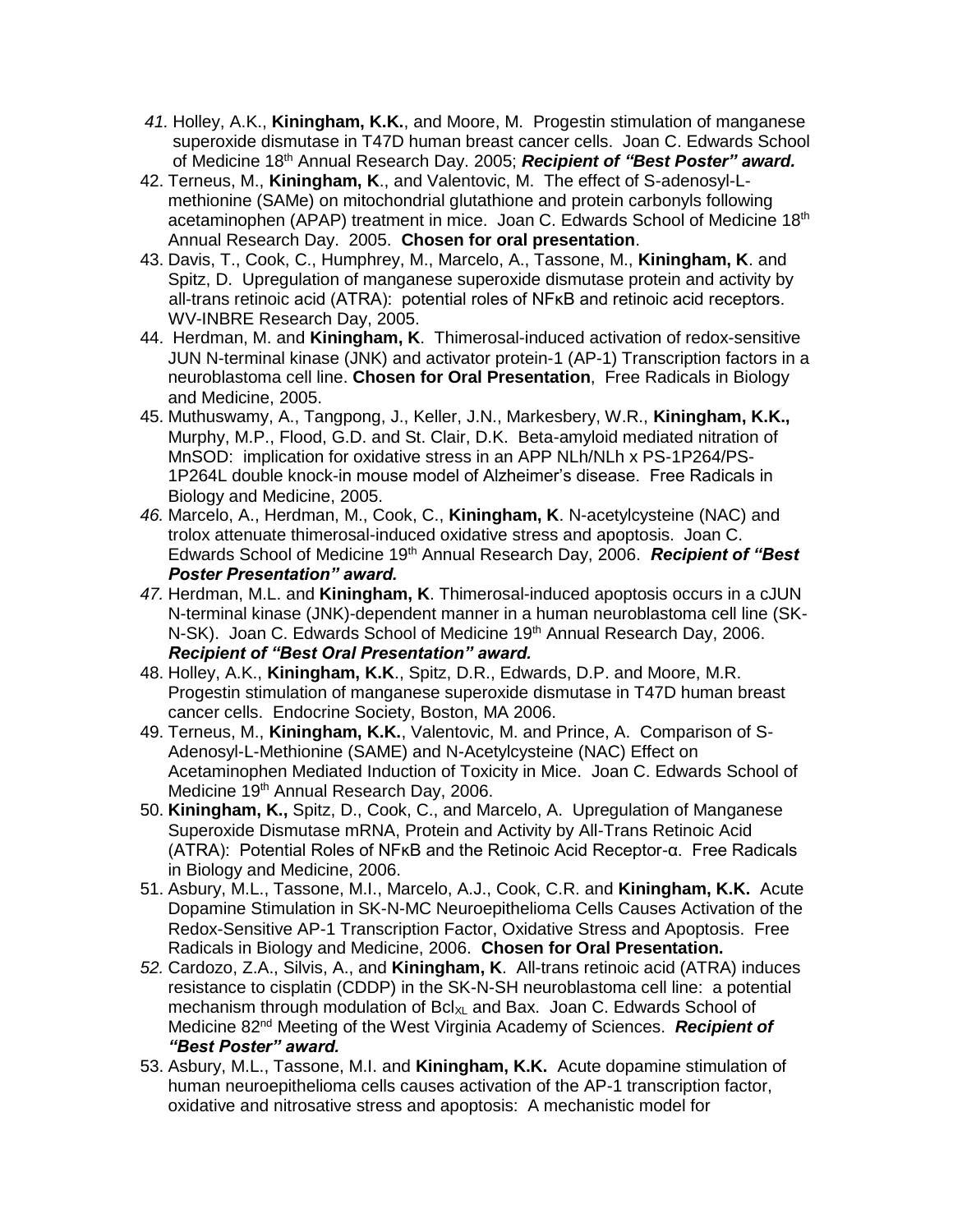41. Holley, A.K., **Kiningham, K.K.**, and Moore, M. Progestin stimulation of manganese superoxide dismutase in T47D human breast cancer cells. Joan C. Edwards School of Medicine 18th Annual Research Day. 2005; ***Recipient of "Best Poster" award.***
42. Terneus, M., **Kiningham, K**., and Valentovic, M. The effect of S-adenosyl-L-methionine (SAMe) on mitochondrial glutathione and protein carbonyls following acetaminophen (APAP) treatment in mice. Joan C. Edwards School of Medicine 18th Annual Research Day. 2005. **Chosen for oral presentation**.
43. Davis, T., Cook, C., Humphrey, M., Marcelo, A., Tassone, M., **Kiningham, K**. and Spitz, D. Upregulation of manganese superoxide dismutase protein and activity by all-trans retinoic acid (ATRA): potential roles of NFκB and retinoic acid receptors. WV-INBRE Research Day, 2005.
44. Herdman, M. and **Kiningham, K**. Thimerosal-induced activation of redox-sensitive JUN N-terminal kinase (JNK) and activator protein-1 (AP-1) Transcription factors in a neuroblastoma cell line. **Chosen for Oral Presentation**, Free Radicals in Biology and Medicine, 2005.
45. Muthuswamy, A., Tangpong, J., Keller, J.N., Markesbery, W.R., **Kiningham, K.K.,** Murphy, M.P., Flood, G.D. and St. Clair, D.K. Beta-amyloid mediated nitration of MnSOD: implication for oxidative stress in an APP NLh/NLh x PS-1P264/PS-1P264L double knock-in mouse model of Alzheimer's disease. Free Radicals in Biology and Medicine, 2005.
46. Marcelo, A., Herdman, M., Cook, C., **Kiningham, K**. N-acetylcysteine (NAC) and trolox attenuate thimerosal-induced oxidative stress and apoptosis. Joan C. Edwards School of Medicine 19th Annual Research Day, 2006. ***Recipient of "Best Poster Presentation" award.***
47. Herdman, M.L. and **Kiningham, K**. Thimerosal-induced apoptosis occurs in a cJUN N-terminal kinase (JNK)-dependent manner in a human neuroblastoma cell line (SK-N-SK). Joan C. Edwards School of Medicine 19th Annual Research Day, 2006. ***Recipient of "Best Oral Presentation" award.***
48. Holley, A.K., **Kiningham, K.K**., Spitz, D.R., Edwards, D.P. and Moore, M.R. Progestin stimulation of manganese superoxide dismutase in T47D human breast cancer cells. Endocrine Society, Boston, MA 2006.
49. Terneus, M., **Kiningham, K.K.**, Valentovic, M. and Prince, A. Comparison of S-Adenosyl-L-Methionine (SAME) and N-Acetylcysteine (NAC) Effect on Acetaminophen Mediated Induction of Toxicity in Mice. Joan C. Edwards School of Medicine 19th Annual Research Day, 2006.
50. **Kiningham, K.,** Spitz, D., Cook, C., and Marcelo, A. Upregulation of Manganese Superoxide Dismutase mRNA, Protein and Activity by All-Trans Retinoic Acid (ATRA): Potential Roles of NFκB and the Retinoic Acid Receptor-α. Free Radicals in Biology and Medicine, 2006.
51. Asbury, M.L., Tassone, M.I., Marcelo, A.J., Cook, C.R. and **Kiningham, K.K.** Acute Dopamine Stimulation in SK-N-MC Neuroepithelioma Cells Causes Activation of the Redox-Sensitive AP-1 Transcription Factor, Oxidative Stress and Apoptosis. Free Radicals in Biology and Medicine, 2006. **Chosen for Oral Presentation.**
52. Cardozo, Z.A., Silvis, A., and **Kiningham, K**. All-trans retinoic acid (ATRA) induces resistance to cisplatin (CDDP) in the SK-N-SH neuroblastoma cell line: a potential mechanism through modulation of $Bcl_{XL}$ and Bax. Joan C. Edwards School of Medicine 82nd Meeting of the West Virginia Academy of Sciences. ***Recipient of "Best Poster" award.***
53. Asbury, M.L., Tassone, M.I. and **Kiningham, K.K.** Acute dopamine stimulation of human neuroepithelioma cells causes activation of the AP-1 transcription factor, oxidative and nitrosative stress and apoptosis: A mechanistic model for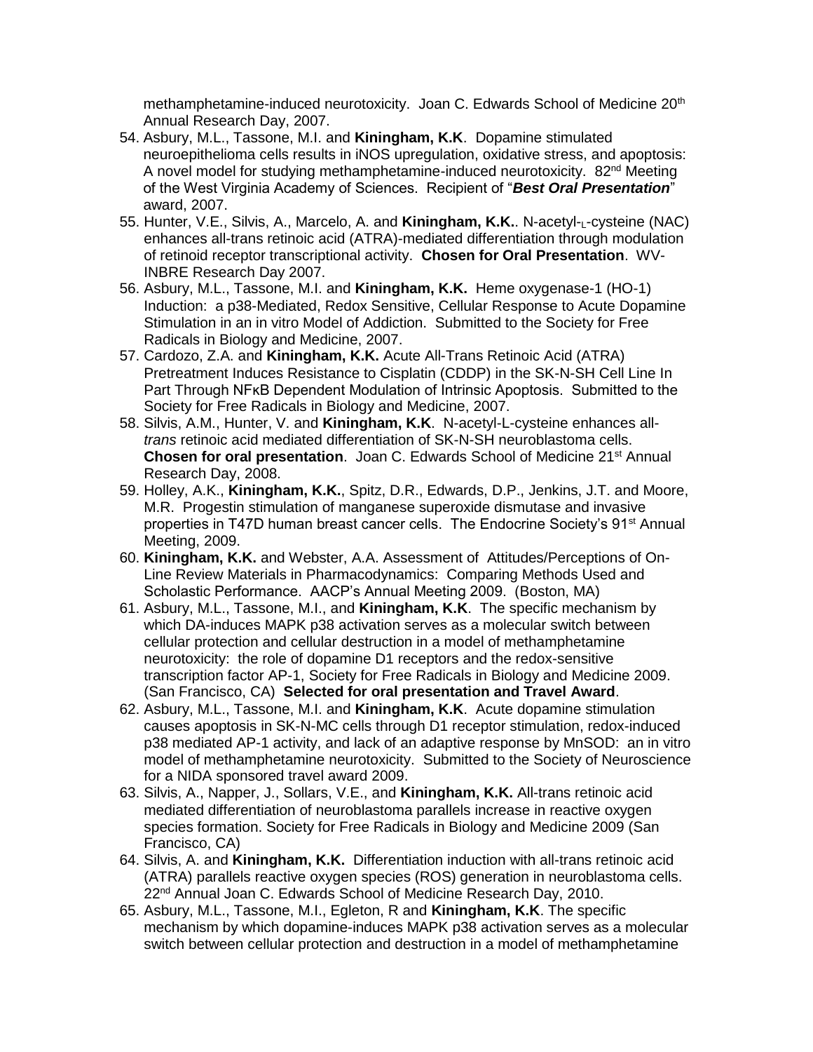methamphetamine-induced neurotoxicity. Joan C. Edwards School of Medicine 20th Annual Research Day, 2007.

54. Asbury, M.L., Tassone, M.I. and **Kiningham, K.K**. Dopamine stimulated neuroepithelioma cells results in iNOS upregulation, oxidative stress, and apoptosis: A novel model for studying methamphetamine-induced neurotoxicity. 82nd Meeting of the West Virginia Academy of Sciences. Recipient of "***Best Oral Presentation***" award, 2007.
55. Hunter, V.E., Silvis, A., Marcelo, A. and **Kiningham, K.K.**. N-acetyl-$_L$-cysteine (NAC) enhances all-trans retinoic acid (ATRA)-mediated differentiation through modulation of retinoid receptor transcriptional activity. **Chosen for Oral Presentation**. WV-INBRE Research Day 2007.
56. Asbury, M.L., Tassone, M.I. and **Kiningham, K.K.** Heme oxygenase-1 (HO-1) Induction: a p38-Mediated, Redox Sensitive, Cellular Response to Acute Dopamine Stimulation in an in vitro Model of Addiction. Submitted to the Society for Free Radicals in Biology and Medicine, 2007.
57. Cardozo, Z.A. and **Kiningham, K.K.** Acute All-Trans Retinoic Acid (ATRA) Pretreatment Induces Resistance to Cisplatin (CDDP) in the SK-N-SH Cell Line In Part Through NFκB Dependent Modulation of Intrinsic Apoptosis. Submitted to the Society for Free Radicals in Biology and Medicine, 2007.
58. Silvis, A.M., Hunter, V. and **Kiningham, K.K**. N-acetyl-L-cysteine enhances all-*trans* retinoic acid mediated differentiation of SK-N-SH neuroblastoma cells. **Chosen for oral presentation**. Joan C. Edwards School of Medicine 21st Annual Research Day, 2008.
59. Holley, A.K., **Kiningham, K.K.**, Spitz, D.R., Edwards, D.P., Jenkins, J.T. and Moore, M.R. Progestin stimulation of manganese superoxide dismutase and invasive properties in T47D human breast cancer cells. The Endocrine Society's 91st Annual Meeting, 2009.
60. **Kiningham, K.K.** and Webster, A.A. Assessment of Attitudes/Perceptions of On-Line Review Materials in Pharmacodynamics: Comparing Methods Used and Scholastic Performance. AACP's Annual Meeting 2009. (Boston, MA)
61. Asbury, M.L., Tassone, M.I., and **Kiningham, K.K**. The specific mechanism by which DA-induces MAPK p38 activation serves as a molecular switch between cellular protection and cellular destruction in a model of methamphetamine neurotoxicity: the role of dopamine D1 receptors and the redox-sensitive transcription factor AP-1, Society for Free Radicals in Biology and Medicine 2009. (San Francisco, CA) **Selected for oral presentation and Travel Award**.
62. Asbury, M.L., Tassone, M.I. and **Kiningham, K.K**. Acute dopamine stimulation causes apoptosis in SK-N-MC cells through D1 receptor stimulation, redox-induced p38 mediated AP-1 activity, and lack of an adaptive response by MnSOD: an in vitro model of methamphetamine neurotoxicity. Submitted to the Society of Neuroscience for a NIDA sponsored travel award 2009.
63. Silvis, A., Napper, J., Sollars, V.E., and **Kiningham, K.K.** All-trans retinoic acid mediated differentiation of neuroblastoma parallels increase in reactive oxygen species formation. Society for Free Radicals in Biology and Medicine 2009 (San Francisco, CA)
64. Silvis, A. and **Kiningham, K.K.** Differentiation induction with all-trans retinoic acid (ATRA) parallels reactive oxygen species (ROS) generation in neuroblastoma cells. 22nd Annual Joan C. Edwards School of Medicine Research Day, 2010.
65. Asbury, M.L., Tassone, M.I., Egleton, R and **Kiningham, K.K**. The specific mechanism by which dopamine-induces MAPK p38 activation serves as a molecular switch between cellular protection and destruction in a model of methamphetamine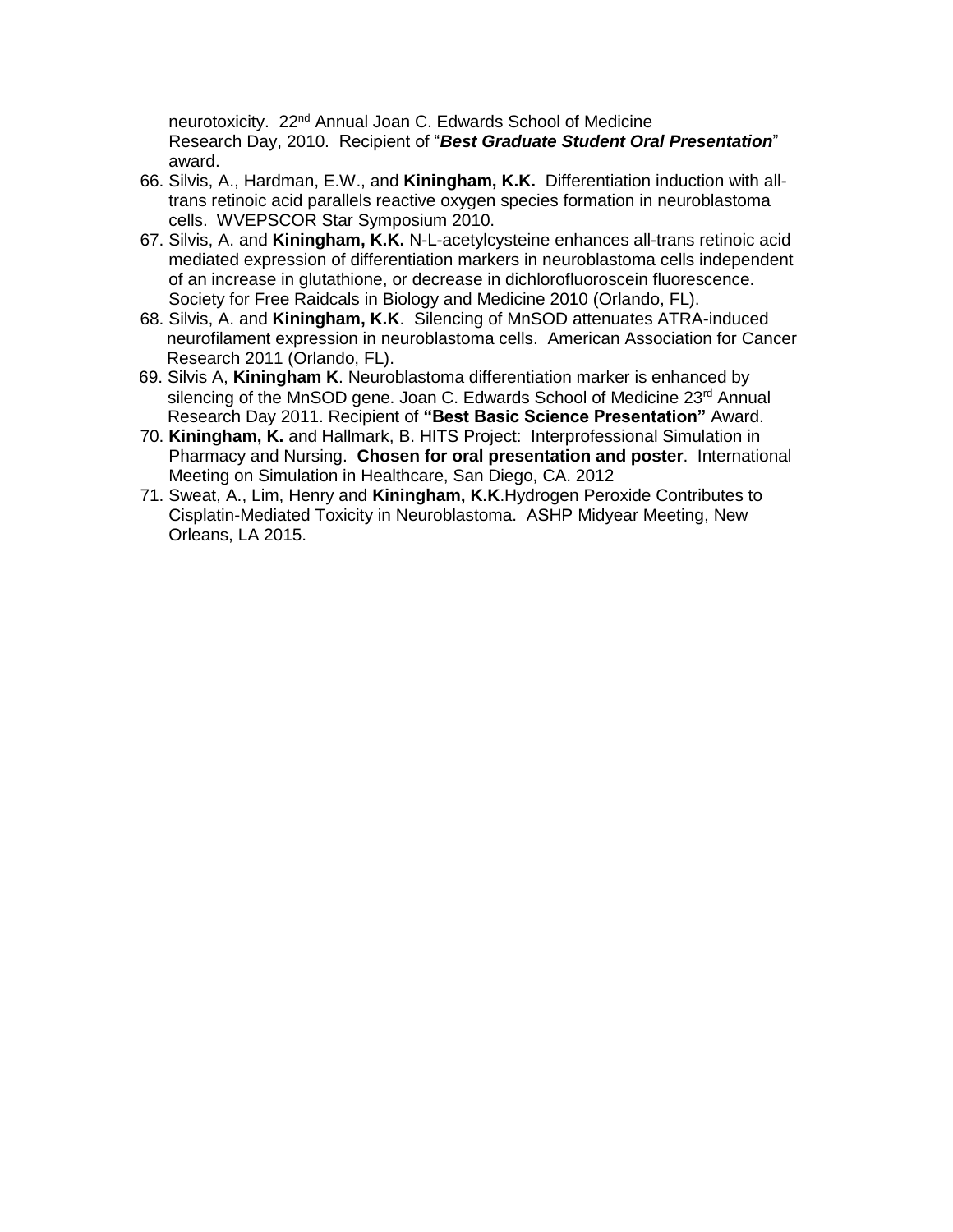neurotoxicity. 22nd Annual Joan C. Edwards School of Medicine Research Day, 2010. Recipient of "***Best Graduate Student Oral Presentation***" award.

66. Silvis, A., Hardman, E.W., and **Kiningham, K.K.** Differentiation induction with all-trans retinoic acid parallels reactive oxygen species formation in neuroblastoma cells. WVEPSCOR Star Symposium 2010.
67. Silvis, A. and **Kiningham, K.K.** N-L-acetylcysteine enhances all-trans retinoic acid mediated expression of differentiation markers in neuroblastoma cells independent of an increase in glutathione, or decrease in dichlorofluoroscein fluorescence. Society for Free Raidcals in Biology and Medicine 2010 (Orlando, FL).
68. Silvis, A. and **Kiningham, K.K**. Silencing of MnSOD attenuates ATRA-induced neurofilament expression in neuroblastoma cells. American Association for Cancer Research 2011 (Orlando, FL).
69. Silvis A, **Kiningham K**. Neuroblastoma differentiation marker is enhanced by silencing of the MnSOD gene. Joan C. Edwards School of Medicine 23rd Annual Research Day 2011. Recipient of **"Best Basic Science Presentation"** Award.
70. **Kiningham, K.** and Hallmark, B. HITS Project: Interprofessional Simulation in Pharmacy and Nursing. **Chosen for oral presentation and poster**. International Meeting on Simulation in Healthcare, San Diego, CA. 2012
71. Sweat, A., Lim, Henry and **Kiningham, K.K**.Hydrogen Peroxide Contributes to Cisplatin-Mediated Toxicity in Neuroblastoma. ASHP Midyear Meeting, New Orleans, LA 2015.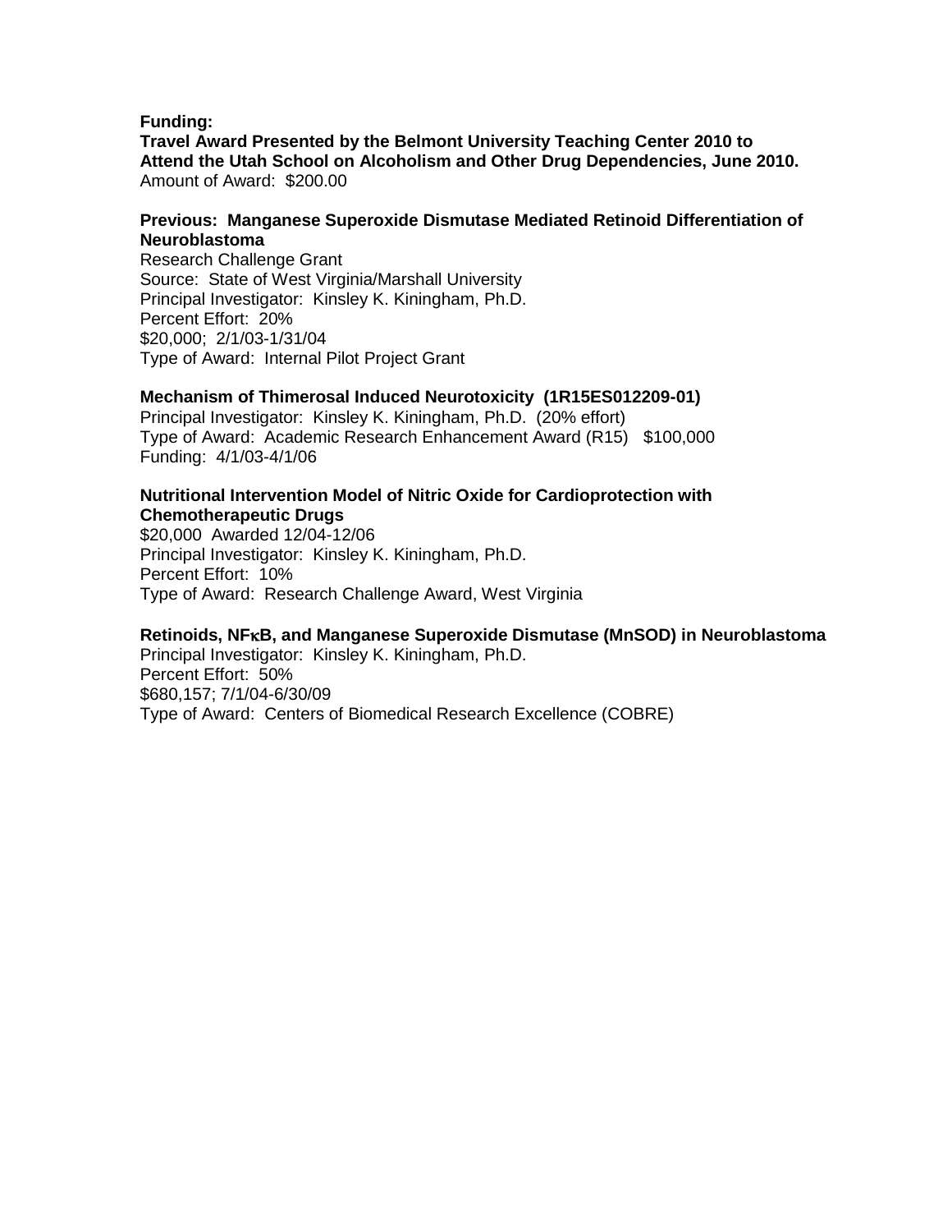**Funding:**

**Travel Award Presented by the Belmont University Teaching Center 2010 to Attend the Utah School on Alcoholism and Other Drug Dependencies, June 2010.**
Amount of Award: $200.00

**Previous: Manganese Superoxide Dismutase Mediated Retinoid Differentiation of Neuroblastoma**
Research Challenge Grant
Source: State of West Virginia/Marshall University
Principal Investigator: Kinsley K. Kiningham, Ph.D.
Percent Effort: 20%
$20,000; 2/1/03-1/31/04
Type of Award: Internal Pilot Project Grant

**Mechanism of Thimerosal Induced Neurotoxicity (1R15ES012209-01)**
Principal Investigator: Kinsley K. Kiningham, Ph.D. (20% effort)
Type of Award: Academic Research Enhancement Award (R15) $100,000
Funding: 4/1/03-4/1/06

**Nutritional Intervention Model of Nitric Oxide for Cardioprotection with Chemotherapeutic Drugs**
$20,000 Awarded 12/04-12/06
Principal Investigator: Kinsley K. Kiningham, Ph.D.
Percent Effort: 10%
Type of Award: Research Challenge Award, West Virginia

**Retinoids, NFκB, and Manganese Superoxide Dismutase (MnSOD) in Neuroblastoma**
Principal Investigator: Kinsley K. Kiningham, Ph.D.
Percent Effort: 50%
$680,157; 7/1/04-6/30/09
Type of Award: Centers of Biomedical Research Excellence (COBRE)